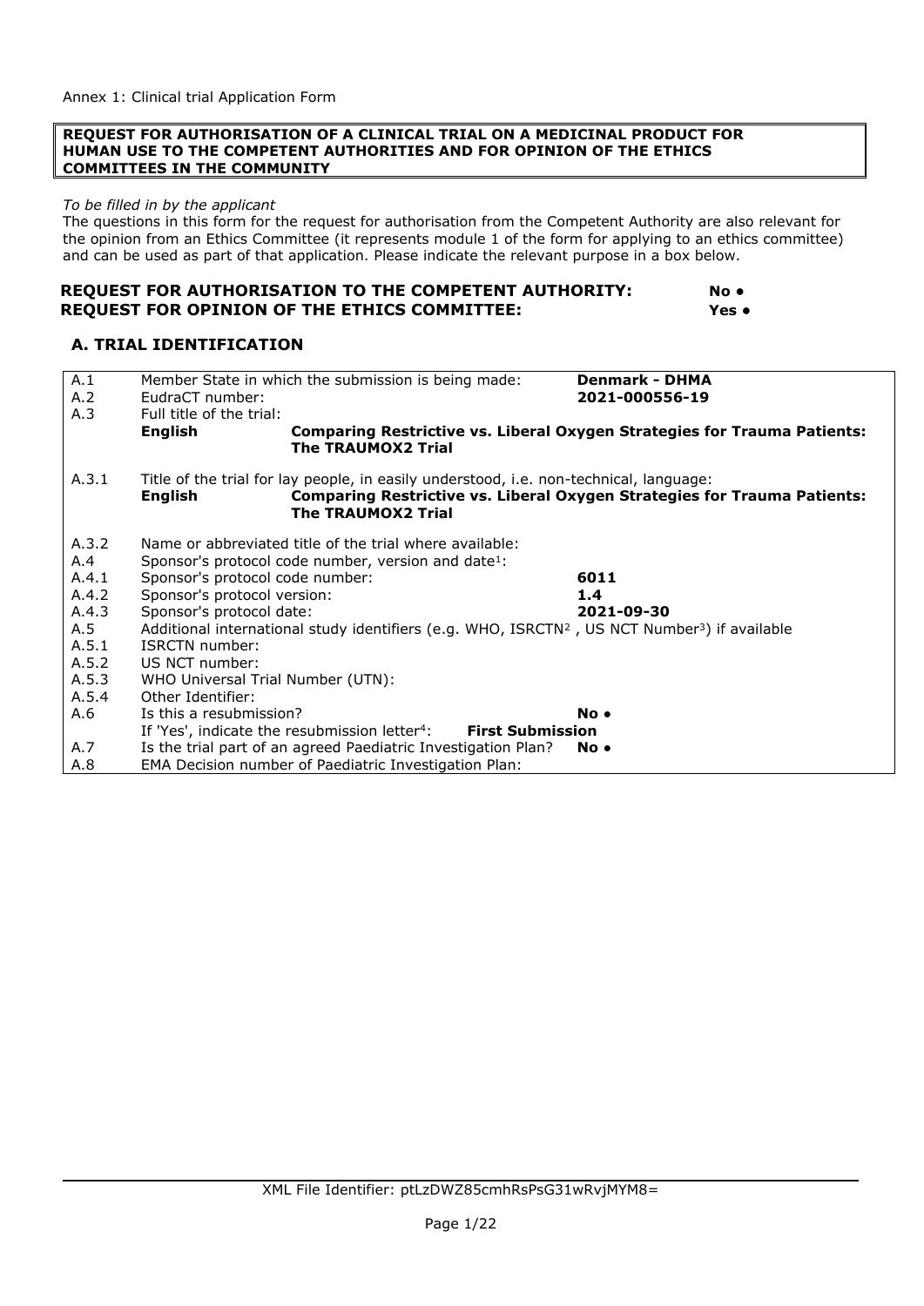Annex 1: Clinical trial Application Form

**REQUEST FOR AUTHORISATION OF A CLINICAL TRIAL ON A MEDICINAL PRODUCT FOR HUMAN USE TO THE COMPETENT AUTHORITIES AND FOR OPINION OF THE ETHICS COMMITTEES IN THE COMMUNITY**

*To be filled in by the applicant*

The questions in this form for the request for authorisation from the Competent Authority are also relevant for the opinion from an Ethics Committee (it represents module 1 of the form for applying to an ethics committee) and can be used as part of that application. Please indicate the relevant purpose in a box below.

**REQUEST FOR AUTHORISATION TO THE COMPETENT AUTHORITY: No •**
**REQUEST FOR OPINION OF THE ETHICS COMMITTEE: Yes •**

## A. TRIAL IDENTIFICATION

| | | |
|---|---|---|
| A.1 | Member State in which the submission is being made: | **Denmark - DHMA** |
| A.2 | EudraCT number: | **2021-000556-19** |
| A.3 | Full title of the trial: | |
| | **English** | **Comparing Restrictive vs. Liberal Oxygen Strategies for Trauma Patients: The TRAUMOX2 Trial** |
| A.3.1 | Title of the trial for lay people, in easily understood, i.e. non-technical, language: | |
| | **English** | **Comparing Restrictive vs. Liberal Oxygen Strategies for Trauma Patients: The TRAUMOX2 Trial** |
| A.3.2 | Name or abbreviated title of the trial where available: | |
| A.4 | Sponsor's protocol code number, version and date[1]: | |
| A.4.1 | Sponsor's protocol code number: | **6011** |
| A.4.2 | Sponsor's protocol version: | **1.4** |
| A.4.3 | Sponsor's protocol date: | **2021-09-30** |
| A.5 | Additional international study identifiers (e.g. WHO, ISRCTN[2] , US NCT Number[3]) if available | |
| A.5.1 | ISRCTN number: | |
| A.5.2 | US NCT number: | |
| A.5.3 | WHO Universal Trial Number (UTN): | |
| A.5.4 | Other Identifier: | |
| A.6 | Is this a resubmission? | **No •** |
| | If 'Yes', indicate the resubmission letter[4]: **First Submission** | |
| A.7 | Is the trial part of an agreed Paediatric Investigation Plan? | **No •** |
| A.8 | EMA Decision number of Paediatric Investigation Plan: | |

XML File Identifier: ptLzDWZ85cmhRsPsG31wRvjMYM8=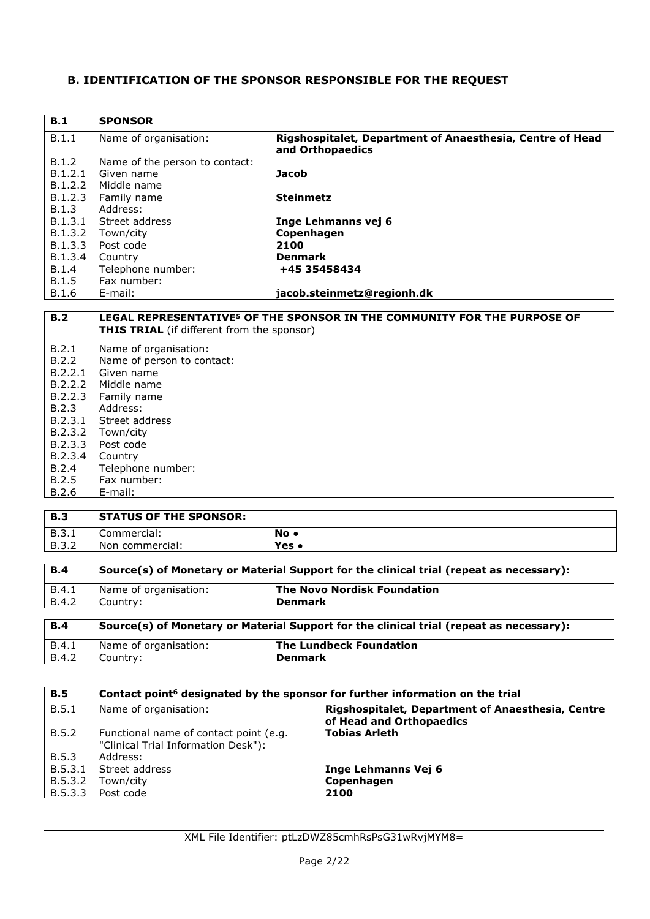## B. IDENTIFICATION OF THE SPONSOR RESPONSIBLE FOR THE REQUEST

| **B.1** | **SPONSOR** | |
|---|---|---|
| B.1.1 | Name of organisation: | **Rigshospitalet, Department of Anaesthesia, Centre of Head and Orthopaedics** |
| B.1.2 | Name of the person to contact: | |
| B.1.2.1 | Given name | **Jacob** |
| B.1.2.2 | Middle name | |
| B.1.2.3 | Family name | **Steinmetz** |
| B.1.3 | Address: | |
| B.1.3.1 | Street address | **Inge Lehmanns vej 6** |
| B.1.3.2 | Town/city | **Copenhagen** |
| B.1.3.3 | Post code | **2100** |
| B.1.3.4 | Country | **Denmark** |
| B.1.4 | Telephone number: | **+45 35458434** |
| B.1.5 | Fax number: | |
| B.1.6 | E-mail: | **jacob.steinmetz@regionh.dk** |

| **B.2** | **LEGAL REPRESENTATIVE[5] OF THE SPONSOR IN THE COMMUNITY FOR THE PURPOSE OF THIS TRIAL** (if different from the sponsor) |
|---|---|
| B.2.1 | Name of organisation: |
| B.2.2 | Name of person to contact: |
| B.2.2.1 | Given name |
| B.2.2.2 | Middle name |
| B.2.2.3 | Family name |
| B.2.3 | Address: |
| B.2.3.1 | Street address |
| B.2.3.2 | Town/city |
| B.2.3.3 | Post code |
| B.2.3.4 | Country |
| B.2.4 | Telephone number: |
| B.2.5 | Fax number: |
| B.2.6 | E-mail: |

| **B.3** | **STATUS OF THE SPONSOR:** | |
|---|---|---|
| B.3.1 | Commercial: | **No •** |
| B.3.2 | Non commercial: | **Yes •** |

| **B.4** | **Source(s) of Monetary or Material Support for the clinical trial (repeat as necessary):** | |
|---|---|---|
| B.4.1 | Name of organisation: | **The Novo Nordisk Foundation** |
| B.4.2 | Country: | **Denmark** |

| **B.4** | **Source(s) of Monetary or Material Support for the clinical trial (repeat as necessary):** | |
|---|---|---|
| B.4.1 | Name of organisation: | **The Lundbeck Foundation** |
| B.4.2 | Country: | **Denmark** |

| **B.5** | **Contact point[6] designated by the sponsor for further information on the trial** | |
|---|---|---|
| B.5.1 | Name of organisation: | **Rigshospitalet, Department of Anaesthesia, Centre of Head and Orthopaedics** |
| B.5.2 | Functional name of contact point (e.g. "Clinical Trial Information Desk"): | **Tobias Arleth** |
| B.5.3 | Address: | |
| B.5.3.1 | Street address | **Inge Lehmanns Vej 6** |
| B.5.3.2 | Town/city | **Copenhagen** |
| B.5.3.3 | Post code | **2100** |

XML File Identifier: ptLzDWZ85cmhRsPsG31wRvjMYM8=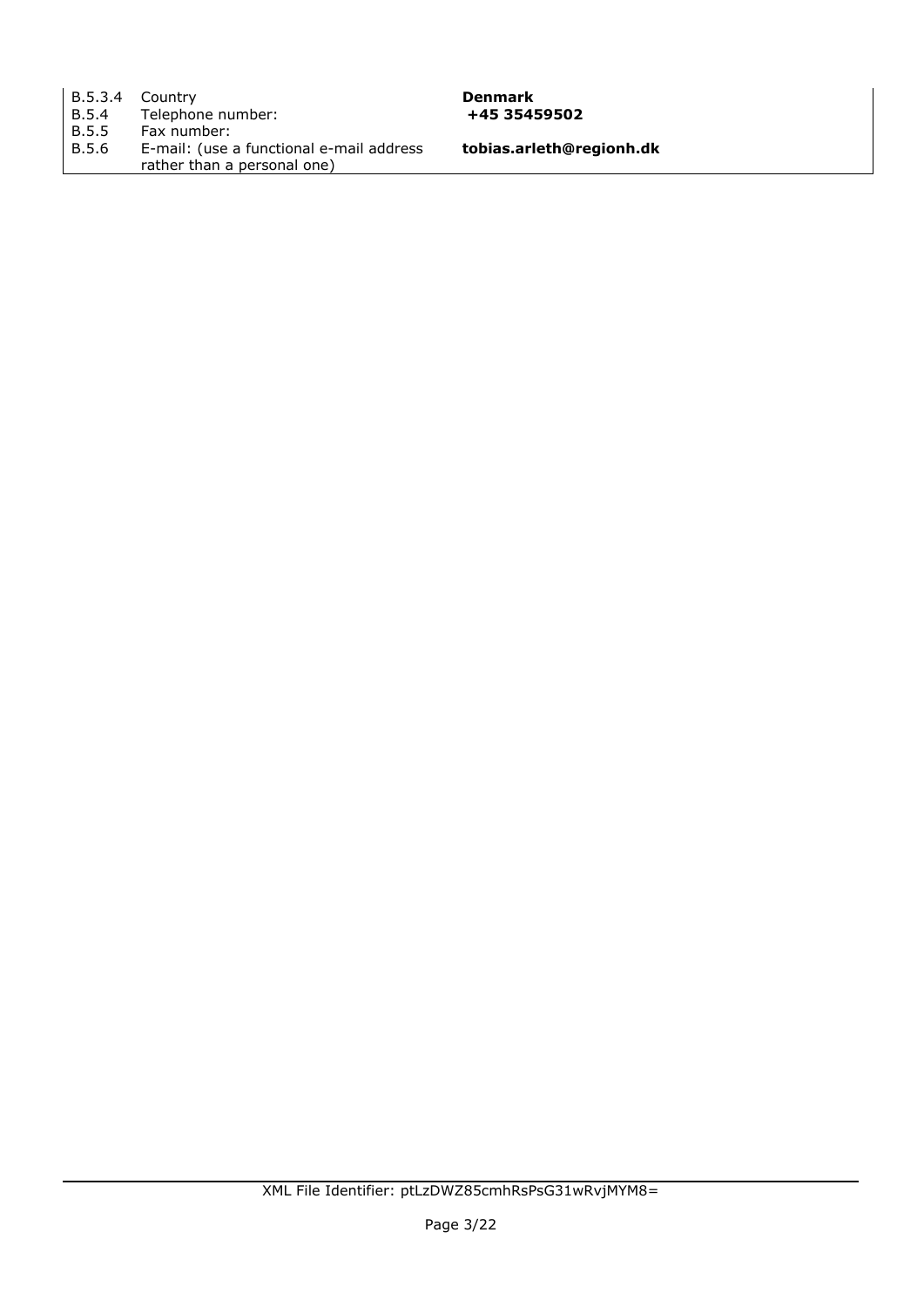| | | |
|---|---|---|
| B.5.3.4 | Country | **Denmark** |
| B.5.4 | Telephone number: | **+45 35459502** |
| B.5.5 | Fax number: | |
| B.5.6 | E-mail: (use a functional e-mail address rather than a personal one) | **tobias.arleth@regionh.dk** |

XML File Identifier: ptLzDWZ85cmhRsPsG31wRvjMYM8=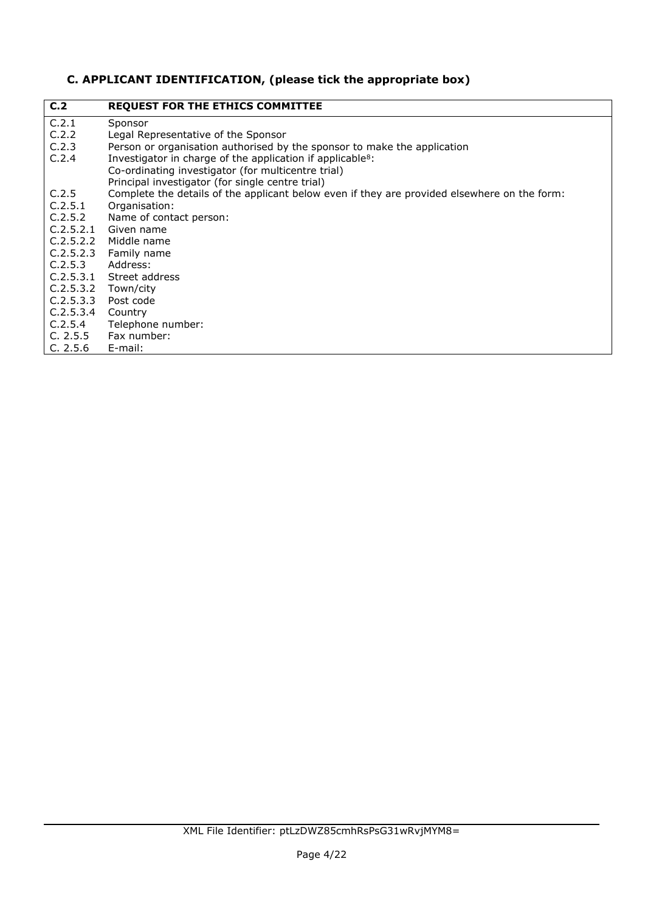## C. APPLICANT IDENTIFICATION, (please tick the appropriate box)

| C.2 | REQUEST FOR THE ETHICS COMMITTEE |
|---|---|
| C.2.1 | Sponsor |
| C.2.2 | Legal Representative of the Sponsor |
| C.2.3 | Person or organisation authorised by the sponsor to make the application |
| C.2.4 | Investigator in charge of the application if applicable[8]: |
| | Co-ordinating investigator (for multicentre trial) |
| | Principal investigator (for single centre trial) |
| C.2.5 | Complete the details of the applicant below even if they are provided elsewhere on the form: |
| C.2.5.1 | Organisation: |
| C.2.5.2 | Name of contact person: |
| C.2.5.2.1 | Given name |
| C.2.5.2.2 | Middle name |
| C.2.5.2.3 | Family name |
| C.2.5.3 | Address: |
| C.2.5.3.1 | Street address |
| C.2.5.3.2 | Town/city |
| C.2.5.3.3 | Post code |
| C.2.5.3.4 | Country |
| C.2.5.4 | Telephone number: |
| C. 2.5.5 | Fax number: |
| C. 2.5.6 | E-mail: |

XML File Identifier: ptLzDWZ85cmhRsPsG31wRvjMYM8=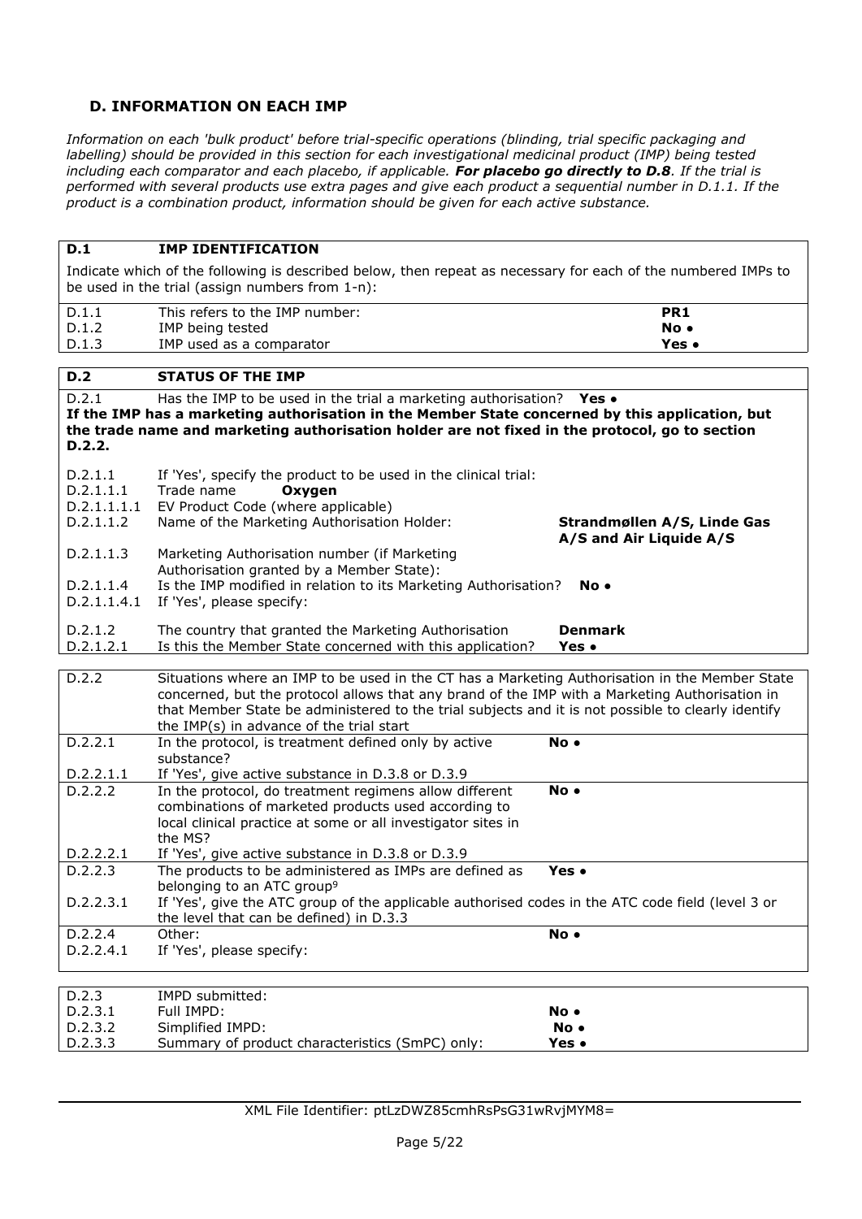## D. INFORMATION ON EACH IMP

*Information on each 'bulk product' before trial-specific operations (blinding, trial specific packaging and labelling) should be provided in this section for each investigational medicinal product (IMP) being tested including each comparator and each placebo, if applicable.* ***For placebo go directly to D.8****. If the trial is performed with several products use extra pages and give each product a sequential number in D.1.1. If the product is a combination product, information should be given for each active substance.*

| **D.1** | **IMP IDENTIFICATION** | |
|---|---|---|
| | Indicate which of the following is described below, then repeat as necessary for each of the numbered IMPs to be used in the trial (assign numbers from 1-n): | |
| D.1.1 | This refers to the IMP number: | **PR1** |
| D.1.2 | IMP being tested | **No •** |
| D.1.3 | IMP used as a comparator | **Yes •** |

| **D.2** | **STATUS OF THE IMP** | |
|---|---|---|
| D.2.1 | Has the IMP to be used in the trial a marketing authorisation? | **Yes •** |
| | **If the IMP has a marketing authorisation in the Member State concerned by this application, but the trade name and marketing authorisation holder are not fixed in the protocol, go to section D.2.2.** | |
| D.2.1.1 | If 'Yes', specify the product to be used in the clinical trial: | |
| D.2.1.1.1 | Trade name | **Oxygen** |
| D.2.1.1.1.1 | EV Product Code (where applicable) | |
| D.2.1.1.2 | Name of the Marketing Authorisation Holder: | **Strandmøllen A/S, Linde Gas A/S and Air Liquide A/S** |
| D.2.1.1.3 | Marketing Authorisation number (if Marketing Authorisation granted by a Member State): | |
| D.2.1.1.4 | Is the IMP modified in relation to its Marketing Authorisation? | **No •** |
| D.2.1.1.4.1 | If 'Yes', please specify: | |
| D.2.1.2 | The country that granted the Marketing Authorisation | **Denmark** |
| D.2.1.2.1 | Is this the Member State concerned with this application? | **Yes •** |

| D.2.2 | Situations where an IMP to be used in the CT has a Marketing Authorisation in the Member State concerned, but the protocol allows that any brand of the IMP with a Marketing Authorisation in that Member State be administered to the trial subjects and it is not possible to clearly identify the IMP(s) in advance of the trial start | |
|---|---|---|
| D.2.2.1 | In the protocol, is treatment defined only by active substance? | **No •** |
| D.2.2.1.1 | If 'Yes', give active substance in D.3.8 or D.3.9 | |
| D.2.2.2 | In the protocol, do treatment regimens allow different combinations of marketed products used according to local clinical practice at some or all investigator sites in the MS? | **No •** |
| D.2.2.2.1 | If 'Yes', give active substance in D.3.8 or D.3.9 | |
| D.2.2.3 | The products to be administered as IMPs are defined as belonging to an ATC group[9] | **Yes •** |
| D.2.2.3.1 | If 'Yes', give the ATC group of the applicable authorised codes in the ATC code field (level 3 or the level that can be defined) in D.3.3 | |
| D.2.2.4 | Other: | **No •** |
| D.2.2.4.1 | If 'Yes', please specify: | |

| D.2.3 | IMPD submitted: | |
|---|---|---|
| D.2.3.1 | Full IMPD: | **No •** |
| D.2.3.2 | Simplified IMPD: | **No •** |
| D.2.3.3 | Summary of product characteristics (SmPC) only: | **Yes •** |

XML File Identifier: ptLzDWZ85cmhRsPsG31wRvjMYM8=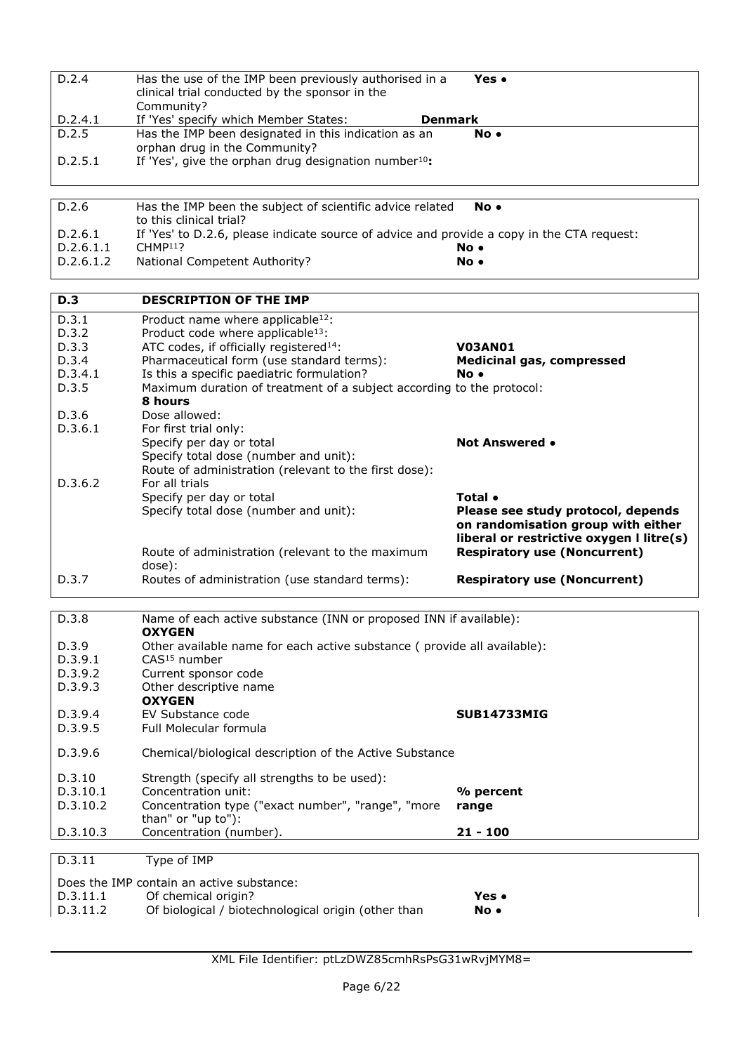| | | |
|---|---|---|
| D.2.4 | Has the use of the IMP been previously authorised in a clinical trial conducted by the sponsor in the Community? | **Yes •** |
| D.2.4.1 | If 'Yes' specify which Member States: | **Denmark** |
| D.2.5 | Has the IMP been designated in this indication as an orphan drug in the Community? | **No •** |
| D.2.5.1 | If 'Yes', give the orphan drug designation number[10]**:** | |

| | | |
|---|---|---|
| D.2.6 | Has the IMP been the subject of scientific advice related to this clinical trial? | **No •** |
| D.2.6.1 | If 'Yes' to D.2.6, please indicate source of advice and provide a copy in the CTA request: | |
| D.2.6.1.1 | CHMP[11]? | **No •** |
| D.2.6.1.2 | National Competent Authority? | **No •** |

| **D.3** | **DESCRIPTION OF THE IMP** | |
|---|---|---|
| D.3.1 | Product name where applicable[12]: | |
| D.3.2 | Product code where applicable[13]: | |
| D.3.3 | ATC codes, if officially registered[14]: | **V03AN01** |
| D.3.4 | Pharmaceutical form (use standard terms): | **Medicinal gas, compressed** |
| D.3.4.1 | Is this a specific paediatric formulation? | **No •** |
| D.3.5 | Maximum duration of treatment of a subject according to the protocol: **8 hours** | |
| D.3.6 | Dose allowed: | |
| D.3.6.1 | For first trial only: | |
| | Specify per day or total | **Not Answered •** |
| | Specify total dose (number and unit): | |
| | Route of administration (relevant to the first dose): | |
| D.3.6.2 | For all trials | |
| | Specify per day or total | **Total •** |
| | Specify total dose (number and unit): | **Please see study protocol, depends on randomisation group with either liberal or restrictive oxygen l litre(s)** |
| | Route of administration (relevant to the maximum dose): | **Respiratory use (Noncurrent)** |
| D.3.7 | Routes of administration (use standard terms): | **Respiratory use (Noncurrent)** |

| | | |
|---|---|---|
| D.3.8 | Name of each active substance (INN or proposed INN if available): **OXYGEN** | |
| D.3.9 | Other available name for each active substance ( provide all available): | |
| D.3.9.1 | CAS[15] number | |
| D.3.9.2 | Current sponsor code | |
| D.3.9.3 | Other descriptive name **OXYGEN** | |
| D.3.9.4 | EV Substance code | **SUB14733MIG** |
| D.3.9.5 | Full Molecular formula | |
| D.3.9.6 | Chemical/biological description of the Active Substance | |
| D.3.10 | Strength (specify all strengths to be used): | |
| D.3.10.1 | Concentration unit: | **% percent** |
| D.3.10.2 | Concentration type ("exact number", "range", "more than" or "up to"): | **range** |
| D.3.10.3 | Concentration (number). | **21 - 100** |

| | | |
|---|---|---|
| D.3.11 | Type of IMP | |
| | Does the IMP contain an active substance: | |
| D.3.11.1 | Of chemical origin? | **Yes •** |
| D.3.11.2 | Of biological / biotechnological origin (other than | **No •** |

XML File Identifier: ptLzDWZ85cmhRsPsG31wRvjMYM8=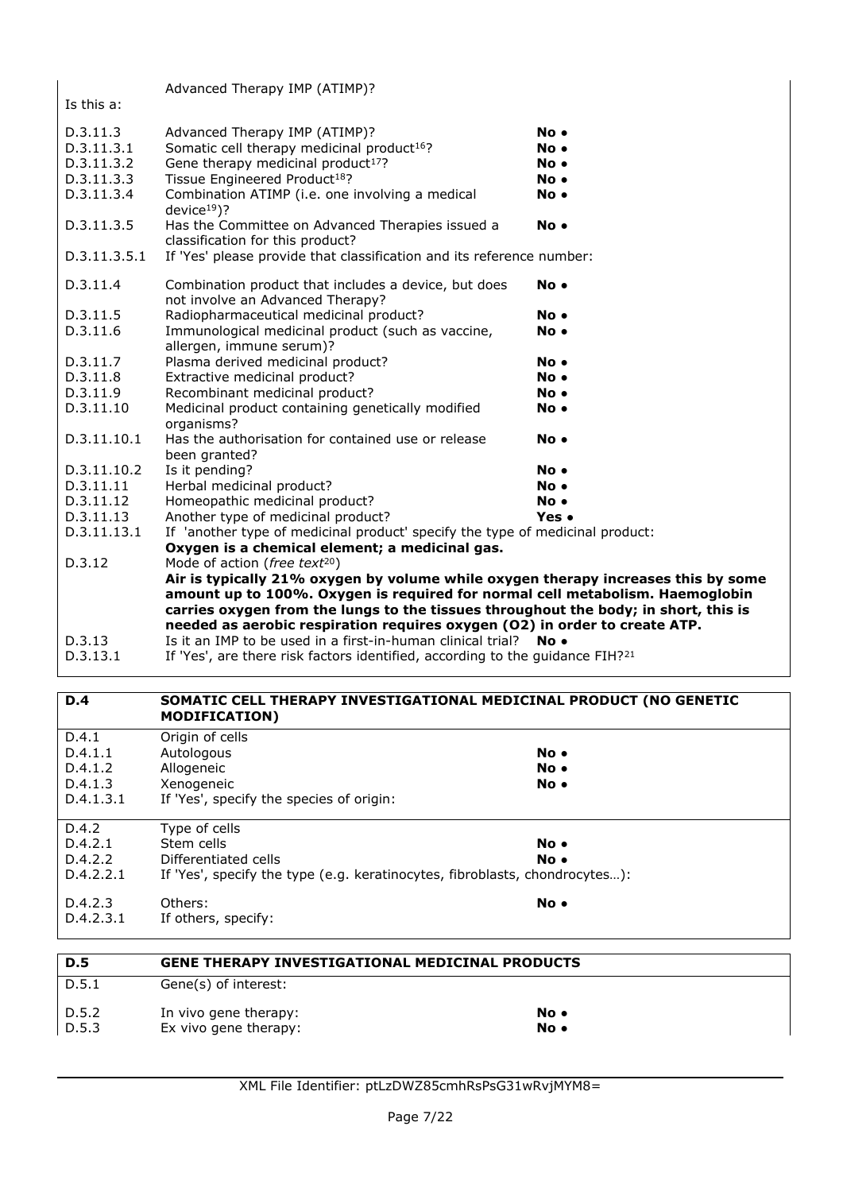Is this a:

Advanced Therapy IMP (ATIMP)?

| | | |
|---|---|---|
| D.3.11.3 | Advanced Therapy IMP (ATIMP)? | **No** • |
| D.3.11.3.1 | Somatic cell therapy medicinal product[16]? | **No** • |
| D.3.11.3.2 | Gene therapy medicinal product[17]? | **No** • |
| D.3.11.3.3 | Tissue Engineered Product[18]? | **No** • |
| D.3.11.3.4 | Combination ATIMP (i.e. one involving a medical device[19])? | **No** • |
| D.3.11.3.5 | Has the Committee on Advanced Therapies issued a classification for this product? | **No** • |
| D.3.11.3.5.1 | If 'Yes' please provide that classification and its reference number: | |
| D.3.11.4 | Combination product that includes a device, but does not involve an Advanced Therapy? | **No** • |
| D.3.11.5 | Radiopharmaceutical medicinal product? | **No** • |
| D.3.11.6 | Immunological medicinal product (such as vaccine, allergen, immune serum)? | **No** • |
| D.3.11.7 | Plasma derived medicinal product? | **No** • |
| D.3.11.8 | Extractive medicinal product? | **No** • |
| D.3.11.9 | Recombinant medicinal product? | **No** • |
| D.3.11.10 | Medicinal product containing genetically modified organisms? | **No** • |
| D.3.11.10.1 | Has the authorisation for contained use or release been granted? | **No** • |
| D.3.11.10.2 | Is it pending? | **No** • |
| D.3.11.11 | Herbal medicinal product? | **No** • |
| D.3.11.12 | Homeopathic medicinal product? | **No** • |
| D.3.11.13 | Another type of medicinal product? | **Yes** • |
| D.3.11.13.1 | If 'another type of medicinal product' specify the type of medicinal product: **Oxygen is a chemical element; a medicinal gas.** | |
| D.3.12 | Mode of action (*free text*[20]) **Air is typically 21% oxygen by volume while oxygen therapy increases this by some amount up to 100%. Oxygen is required for normal cell metabolism. Haemoglobin carries oxygen from the lungs to the tissues throughout the body; in short, this is needed as aerobic respiration requires oxygen (O2) in order to create ATP.** | |
| D.3.13 | Is it an IMP to be used in a first-in-human clinical trial? | **No** • |
| D.3.13.1 | If 'Yes', are there risk factors identified, according to the guidance FIH?[21] | |

| **D.4** | **SOMATIC CELL THERAPY INVESTIGATIONAL MEDICINAL PRODUCT (NO GENETIC MODIFICATION)** | |
|---|---|---|
| D.4.1 | Origin of cells | |
| D.4.1.1 | Autologous | **No** • |
| D.4.1.2 | Allogeneic | **No** • |
| D.4.1.3 | Xenogeneic | **No** • |
| D.4.1.3.1 | If 'Yes', specify the species of origin: | |
| D.4.2 | Type of cells | |
| D.4.2.1 | Stem cells | **No** • |
| D.4.2.2 | Differentiated cells | **No** • |
| D.4.2.2.1 | If 'Yes', specify the type (e.g. keratinocytes, fibroblasts, chondrocytes…): | |
| D.4.2.3 | Others: | **No** • |
| D.4.2.3.1 | If others, specify: | |

| **D.5** | **GENE THERAPY INVESTIGATIONAL MEDICINAL PRODUCTS** | |
|---|---|---|
| D.5.1 | Gene(s) of interest: | |
| D.5.2 | In vivo gene therapy: | **No** • |
| D.5.3 | Ex vivo gene therapy: | **No** • |

XML File Identifier: ptLzDWZ85cmhRsPsG31wRvjMYM8=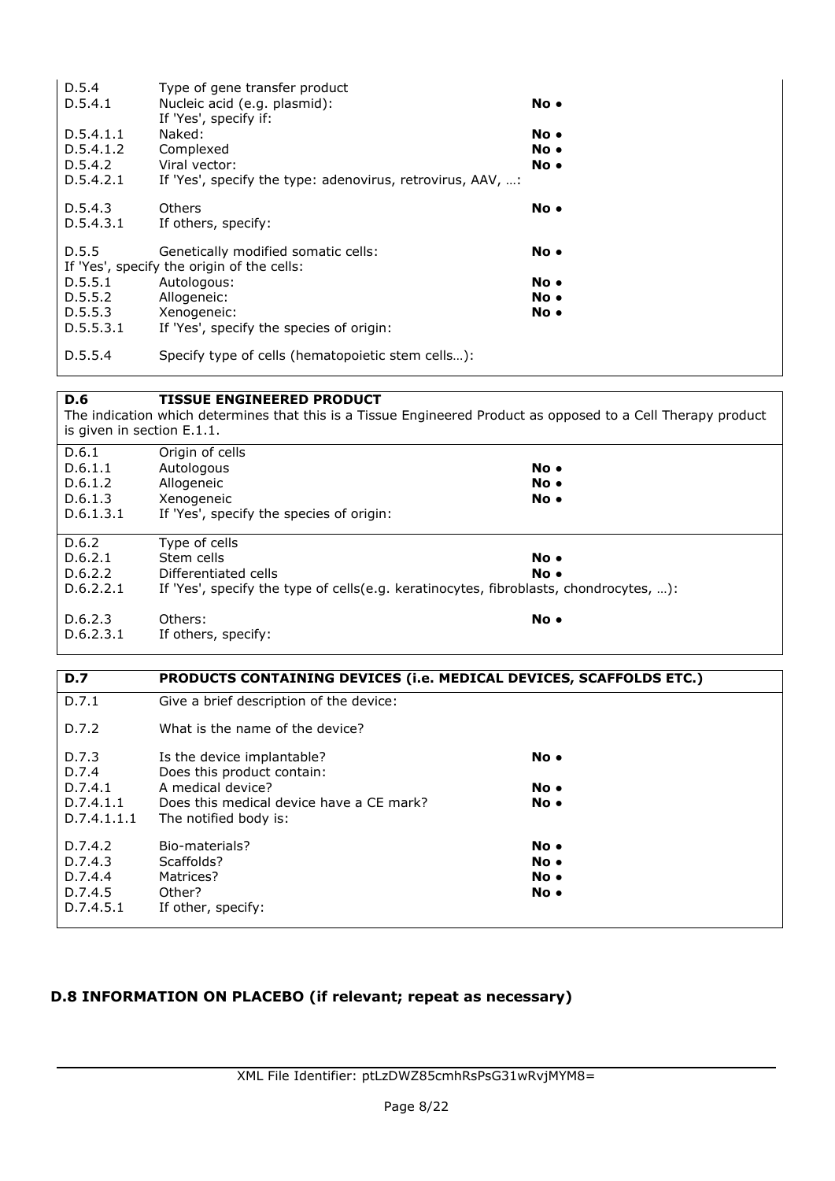| | | |
|---|---|---|
| D.5.4 | Type of gene transfer product | |
| D.5.4.1 | Nucleic acid (e.g. plasmid): | **No •** |
| | If 'Yes', specify if: | |
| D.5.4.1.1 | Naked: | **No •** |
| D.5.4.1.2 | Complexed | **No •** |
| D.5.4.2 | Viral vector: | **No •** |
| D.5.4.2.1 | If 'Yes', specify the type: adenovirus, retrovirus, AAV, …: | |
| D.5.4.3 | Others | **No •** |
| D.5.4.3.1 | If others, specify: | |
| D.5.5 | Genetically modified somatic cells: | **No •** |
| If 'Yes', specify the origin of the cells: | | |
| D.5.5.1 | Autologous: | **No •** |
| D.5.5.2 | Allogeneic: | **No •** |
| D.5.5.3 | Xenogeneic: | **No •** |
| D.5.5.3.1 | If 'Yes', specify the species of origin: | |
| D.5.5.4 | Specify type of cells (hematopoietic stem cells…): | |

## D.6 TISSUE ENGINEERED PRODUCT

The indication which determines that this is a Tissue Engineered Product as opposed to a Cell Therapy product is given in section E.1.1.

| | | |
|---|---|---|
| D.6.1 | Origin of cells | |
| D.6.1.1 | Autologous | **No •** |
| D.6.1.2 | Allogeneic | **No •** |
| D.6.1.3 | Xenogeneic | **No •** |
| D.6.1.3.1 | If 'Yes', specify the species of origin: | |
| D.6.2 | Type of cells | |
| D.6.2.1 | Stem cells | **No •** |
| D.6.2.2 | Differentiated cells | **No •** |
| D.6.2.2.1 | If 'Yes', specify the type of cells(e.g. keratinocytes, fibroblasts, chondrocytes, …): | |
| D.6.2.3 | Others: | **No •** |
| D.6.2.3.1 | If others, specify: | |

## D.7 PRODUCTS CONTAINING DEVICES (i.e. MEDICAL DEVICES, SCAFFOLDS ETC.)

| | | |
|---|---|---|
| D.7.1 | Give a brief description of the device: | |
| D.7.2 | What is the name of the device? | |
| D.7.3 | Is the device implantable? | **No •** |
| D.7.4 | Does this product contain: | |
| D.7.4.1 | A medical device? | **No •** |
| D.7.4.1.1 | Does this medical device have a CE mark? | **No •** |
| D.7.4.1.1.1 | The notified body is: | |
| D.7.4.2 | Bio-materials? | **No •** |
| D.7.4.3 | Scaffolds? | **No •** |
| D.7.4.4 | Matrices? | **No •** |
| D.7.4.5 | Other? | **No •** |
| D.7.4.5.1 | If other, specify: | |

## D.8 INFORMATION ON PLACEBO (if relevant; repeat as necessary)

XML File Identifier: ptLzDWZ85cmhRsPsG31wRvjMYM8=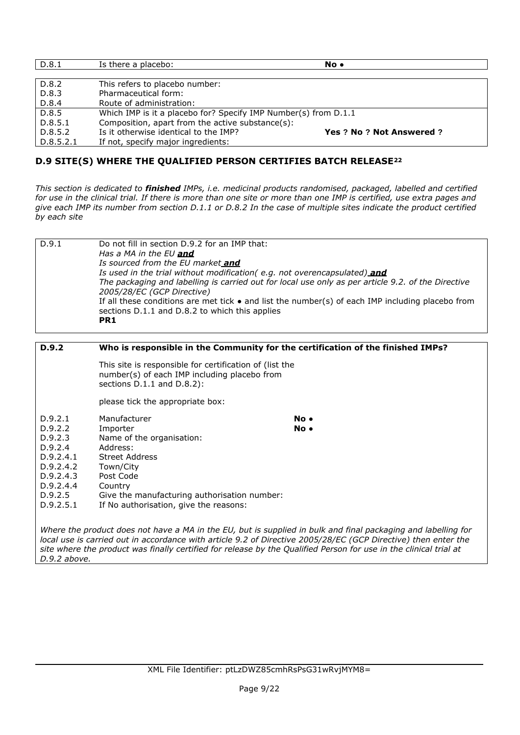| D.8.1 | Is there a placebo: | **No •** |
|---|---|---|

| D.8.2 | This refers to placebo number: | |
|---|---|---|
| D.8.3 | Pharmaceutical form: | |
| D.8.4 | Route of administration: | |
| D.8.5 | Which IMP is it a placebo for? Specify IMP Number(s) from D.1.1 | |
| D.8.5.1 | Composition, apart from the active substance(s): | |
| D.8.5.2 | Is it otherwise identical to the IMP? | **Yes ? No ? Not Answered ?** |
| D.8.5.2.1 | If not, specify major ingredients: | |

## D.9 SITE(S) WHERE THE QUALIFIED PERSON CERTIFIES BATCH RELEASE[22]

*This section is dedicated to **finished** IMPs, i.e. medicinal products randomised, packaged, labelled and certified for use in the clinical trial. If there is more than one site or more than one IMP is certified, use extra pages and give each IMP its number from section D.1.1 or D.8.2 In the case of multiple sites indicate the product certified by each site*

| D.9.1 | Do not fill in section D.9.2 for an IMP that:<br>*Has a MA in the EU **and***<br>*Is sourced from the EU market **and***<br>*Is used in the trial without modification( e.g. not overencapsulated) **and***<br>*The packaging and labelling is carried out for local use only as per article 9.2. of the Directive 2005/28/EC (GCP Directive)*<br>If all these conditions are met tick • and list the number(s) of each IMP including placebo from sections D.1.1 and D.8.2 to which this applies<br>**PR1** |
|---|---|

| **D.9.2** | **Who is responsible in the Community for the certification of the finished IMPs?** | |
|---|---|---|
| | This site is responsible for certification of (list the number(s) of each IMP including placebo from sections D.1.1 and D.8.2): | |
| | please tick the appropriate box: | |
| D.9.2.1 | Manufacturer | **No •** |
| D.9.2.2 | Importer | **No •** |
| D.9.2.3 | Name of the organisation: | |
| D.9.2.4 | Address: | |
| D.9.2.4.1 | Street Address | |
| D.9.2.4.2 | Town/City | |
| D.9.2.4.3 | Post Code | |
| D.9.2.4.4 | Country | |
| D.9.2.5 | Give the manufacturing authorisation number: | |
| D.9.2.5.1 | If No authorisation, give the reasons: | |

*Where the product does not have a MA in the EU, but is supplied in bulk and final packaging and labelling for local use is carried out in accordance with article 9.2 of Directive 2005/28/EC (GCP Directive) then enter the site where the product was finally certified for release by the Qualified Person for use in the clinical trial at D.9.2 above.*

XML File Identifier: ptLzDWZ85cmhRsPsG31wRvjMYM8=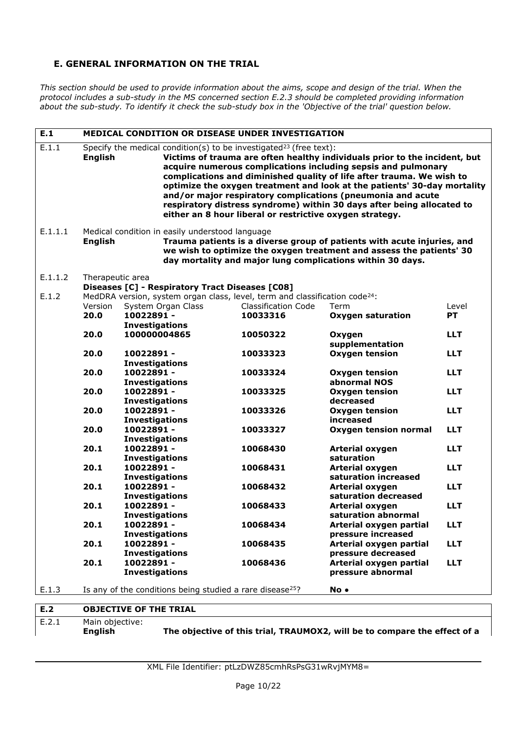## E. GENERAL INFORMATION ON THE TRIAL

*This section should be used to provide information about the aims, scope and design of the trial. When the protocol includes a sub-study in the MS concerned section E.2.3 should be completed providing information about the sub-study. To identify it check the sub-study box in the 'Objective of the trial' question below.*

| **E.1** | **MEDICAL CONDITION OR DISEASE UNDER INVESTIGATION** |
|---|---|
| E.1.1 | Specify the medical condition(s) to be investigated[23] (free text): |
| | **English** — **Victims of trauma are often healthy individuals prior to the incident, but acquire numerous complications including sepsis and pulmonary complications and diminished quality of life after trauma. We wish to optimize the oxygen treatment and look at the patients' 30-day mortality and/or major respiratory complications (pneumonia and acute respiratory distress syndrome) within 30 days after being allocated to either an 8 hour liberal or restrictive oxygen strategy.** |
| E.1.1.1 | Medical condition in easily understood language |
| | **English** — **Trauma patients is a diverse group of patients with acute injuries, and we wish to optimize the oxygen treatment and assess the patients' 30 day mortality and major lung complications within 30 days.** |
| E.1.1.2 | Therapeutic area |
| | **Diseases [C] - Respiratory Tract Diseases [C08]** |
| E.1.2 | MedDRA version, system organ class, level, term and classification code[24]: |

| Version | System Organ Class | Classification Code | Term | Level |
|---|---|---|---|---|
| **20.0** | **10022891 - Investigations** | **10033316** | **Oxygen saturation** | **PT** |
| **20.0** | **100000004865** | **10050322** | **Oxygen supplementation** | **LLT** |
| **20.0** | **10022891 - Investigations** | **10033323** | **Oxygen tension** | **LLT** |
| **20.0** | **10022891 - Investigations** | **10033324** | **Oxygen tension abnormal NOS** | **LLT** |
| **20.0** | **10022891 - Investigations** | **10033325** | **Oxygen tension decreased** | **LLT** |
| **20.0** | **10022891 - Investigations** | **10033326** | **Oxygen tension increased** | **LLT** |
| **20.0** | **10022891 - Investigations** | **10033327** | **Oxygen tension normal** | **LLT** |
| **20.1** | **10022891 - Investigations** | **10068430** | **Arterial oxygen saturation** | **LLT** |
| **20.1** | **10022891 - Investigations** | **10068431** | **Arterial oxygen saturation increased** | **LLT** |
| **20.1** | **10022891 - Investigations** | **10068432** | **Arterial oxygen saturation decreased** | **LLT** |
| **20.1** | **10022891 - Investigations** | **10068433** | **Arterial oxygen saturation abnormal** | **LLT** |
| **20.1** | **10022891 - Investigations** | **10068434** | **Arterial oxygen partial pressure increased** | **LLT** |
| **20.1** | **10022891 - Investigations** | **10068435** | **Arterial oxygen partial pressure decreased** | **LLT** |
| **20.1** | **10022891 - Investigations** | **10068436** | **Arterial oxygen partial pressure abnormal** | **LLT** |

| | | |
|---|---|---|
| E.1.3 | Is any of the conditions being studied a rare disease[25]? | **No •** |

| **E.2** | **OBJECTIVE OF THE TRIAL** |
|---|---|
| E.2.1 | Main objective: |
| | **English** — **The objective of this trial, TRAUMOX2, will be to compare the effect of a** |

XML File Identifier: ptLzDWZ85cmhRsPsG31wRvjMYM8=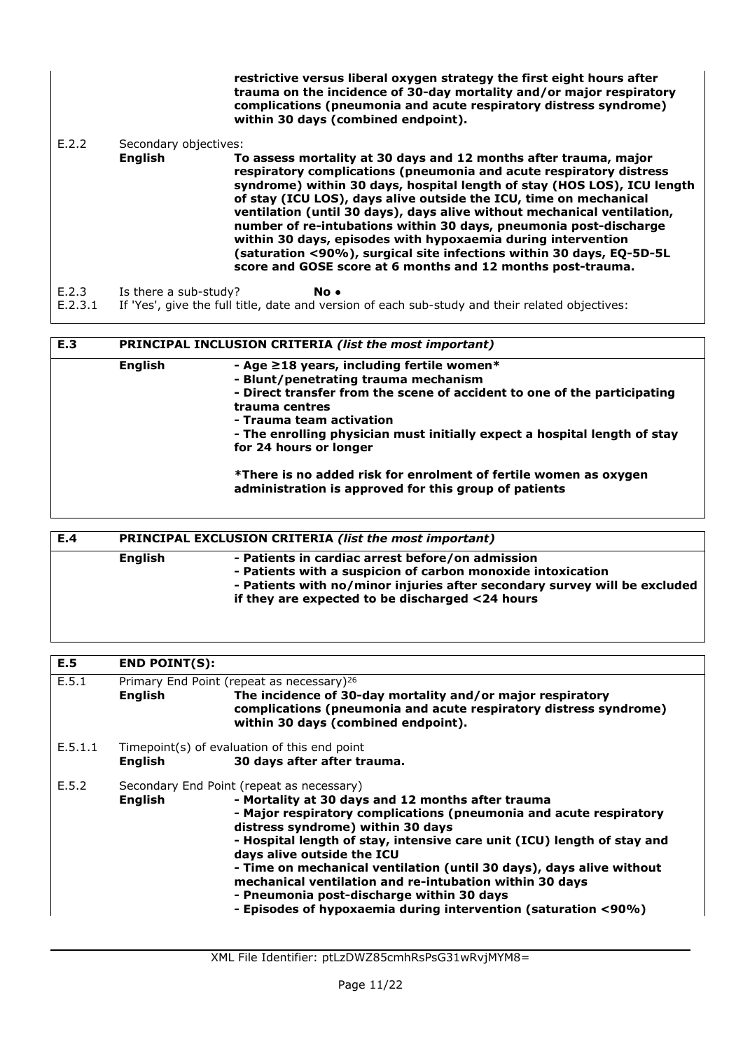**restrictive versus liberal oxygen strategy the first eight hours after trauma on the incidence of 30-day mortality and/or major respiratory complications (pneumonia and acute respiratory distress syndrome) within 30 days (combined endpoint).**

E.2.2 Secondary objectives:

English **To assess mortality at 30 days and 12 months after trauma, major respiratory complications (pneumonia and acute respiratory distress syndrome) within 30 days, hospital length of stay (HOS LOS), ICU length of stay (ICU LOS), days alive outside the ICU, time on mechanical ventilation (until 30 days), days alive without mechanical ventilation, number of re-intubations within 30 days, pneumonia post-discharge within 30 days, episodes with hypoxaemia during intervention (saturation <90%), surgical site infections within 30 days, EQ-5D-5L score and GOSE score at 6 months and 12 months post-trauma.**

E.2.3 Is there a sub-study? **No •**

E.2.3.1 If 'Yes', give the full title, date and version of each sub-study and their related objectives:

## E.3 PRINCIPAL INCLUSION CRITERIA *(list the most important)*

English
**- Age ≥18 years, including fertile women\***
**- Blunt/penetrating trauma mechanism**
**- Direct transfer from the scene of accident to one of the participating trauma centres**
**- Trauma team activation**
**- The enrolling physician must initially expect a hospital length of stay for 24 hours or longer**

**\*There is no added risk for enrolment of fertile women as oxygen administration is approved for this group of patients**

## E.4 PRINCIPAL EXCLUSION CRITERIA *(list the most important)*

English
**- Patients in cardiac arrest before/on admission**
**- Patients with a suspicion of carbon monoxide intoxication**
**- Patients with no/minor injuries after secondary survey will be excluded if they are expected to be discharged <24 hours**

## E.5 END POINT(S):

E.5.1 Primary End Point (repeat as necessary)[26]

English **The incidence of 30-day mortality and/or major respiratory complications (pneumonia and acute respiratory distress syndrome) within 30 days (combined endpoint).**

E.5.1.1 Timepoint(s) of evaluation of this end point

English **30 days after after trauma.**

E.5.2 Secondary End Point (repeat as necessary)

English
**- Mortality at 30 days and 12 months after trauma**
**- Major respiratory complications (pneumonia and acute respiratory distress syndrome) within 30 days**
**- Hospital length of stay, intensive care unit (ICU) length of stay and days alive outside the ICU**
**- Time on mechanical ventilation (until 30 days), days alive without mechanical ventilation and re-intubation within 30 days**
**- Pneumonia post-discharge within 30 days**
**- Episodes of hypoxaemia during intervention (saturation <90%)**

XML File Identifier: ptLzDWZ85cmhRsPsG31wRvjMYM8=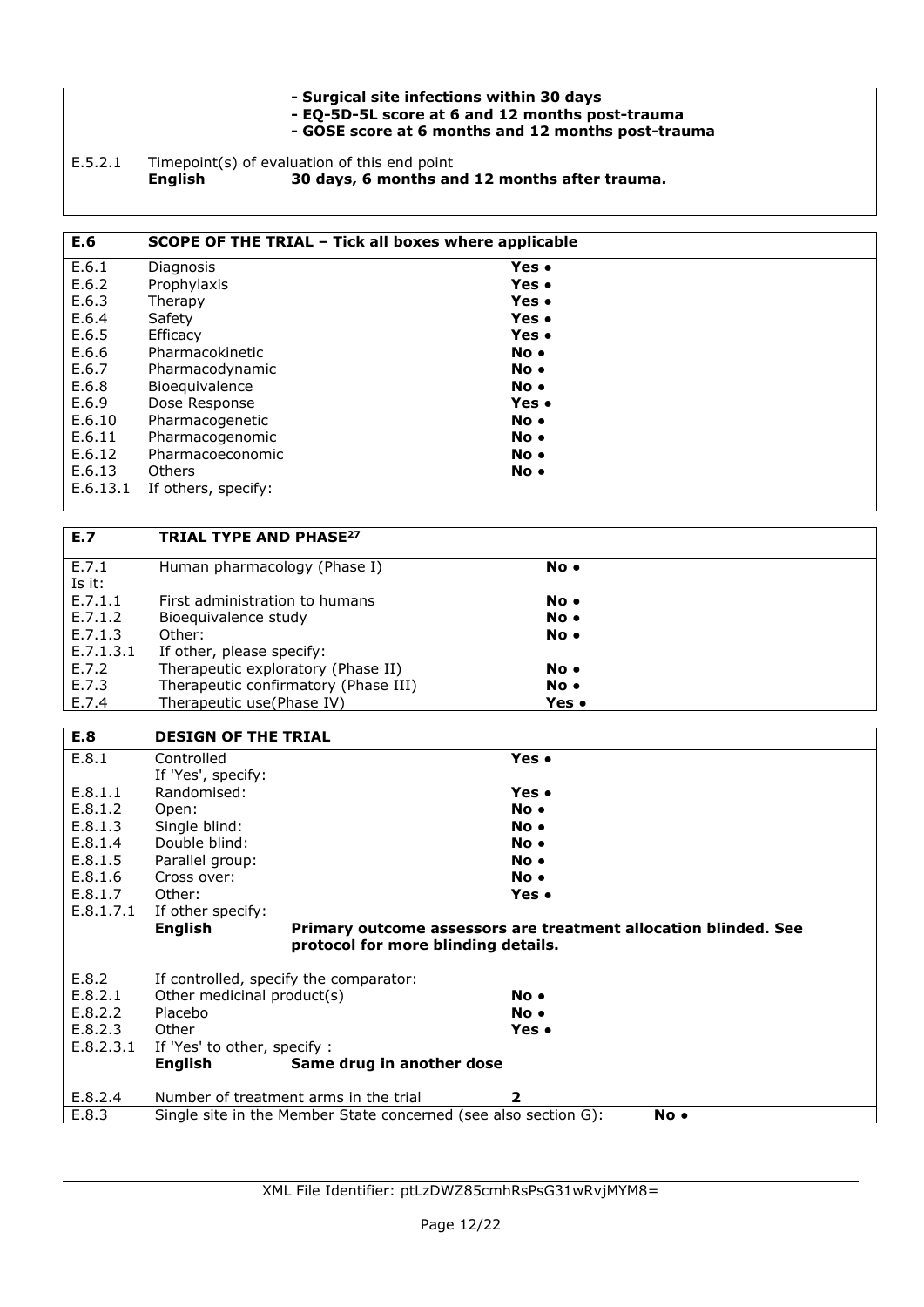**- Surgical site infections within 30 days**
**- EQ-5D-5L score at 6 and 12 months post-trauma**
**- GOSE score at 6 months and 12 months post-trauma**

E.5.2.1 Timepoint(s) of evaluation of this end point
**English** **30 days, 6 months and 12 months after trauma.**

| **E.6** | **SCOPE OF THE TRIAL – Tick all boxes where applicable** | |
|---|---|---|
| E.6.1 | Diagnosis | **Yes •** |
| E.6.2 | Prophylaxis | **Yes •** |
| E.6.3 | Therapy | **Yes •** |
| E.6.4 | Safety | **Yes •** |
| E.6.5 | Efficacy | **Yes •** |
| E.6.6 | Pharmacokinetic | **No •** |
| E.6.7 | Pharmacodynamic | **No •** |
| E.6.8 | Bioequivalence | **No •** |
| E.6.9 | Dose Response | **Yes •** |
| E.6.10 | Pharmacogenetic | **No •** |
| E.6.11 | Pharmacogenomic | **No •** |
| E.6.12 | Pharmacoeconomic | **No •** |
| E.6.13 | Others | **No •** |
| E.6.13.1 | If others, specify: | |

| **E.7** | **TRIAL TYPE AND PHASE[27]** | |
|---|---|---|
| E.7.1 | Human pharmacology (Phase I) | **No •** |
| Is it: | | |
| E.7.1.1 | First administration to humans | **No •** |
| E.7.1.2 | Bioequivalence study | **No •** |
| E.7.1.3 | Other: | **No •** |
| E.7.1.3.1 | If other, please specify: | |
| E.7.2 | Therapeutic exploratory (Phase II) | **No •** |
| E.7.3 | Therapeutic confirmatory (Phase III) | **No •** |
| E.7.4 | Therapeutic use(Phase IV) | **Yes •** |

| **E.8** | **DESIGN OF THE TRIAL** | |
|---|---|---|
| E.8.1 | Controlled | **Yes •** |
| | If 'Yes', specify: | |
| E.8.1.1 | Randomised: | **Yes •** |
| E.8.1.2 | Open: | **No •** |
| E.8.1.3 | Single blind: | **No •** |
| E.8.1.4 | Double blind: | **No •** |
| E.8.1.5 | Parallel group: | **No •** |
| E.8.1.6 | Cross over: | **No •** |
| E.8.1.7 | Other: | **Yes •** |
| E.8.1.7.1 | If other specify: | |
| | **English** | **Primary outcome assessors are treatment allocation blinded. See protocol for more blinding details.** |
| E.8.2 | If controlled, specify the comparator: | |
| E.8.2.1 | Other medicinal product(s) | **No •** |
| E.8.2.2 | Placebo | **No •** |
| E.8.2.3 | Other | **Yes •** |
| E.8.2.3.1 | If 'Yes' to other, specify : | |
| | **English** | **Same drug in another dose** |
| E.8.2.4 | Number of treatment arms in the trial | **2** |
| E.8.3 | Single site in the Member State concerned (see also section G): | **No •** |

XML File Identifier: ptLzDWZ85cmhRsPsG31wRvjMYM8=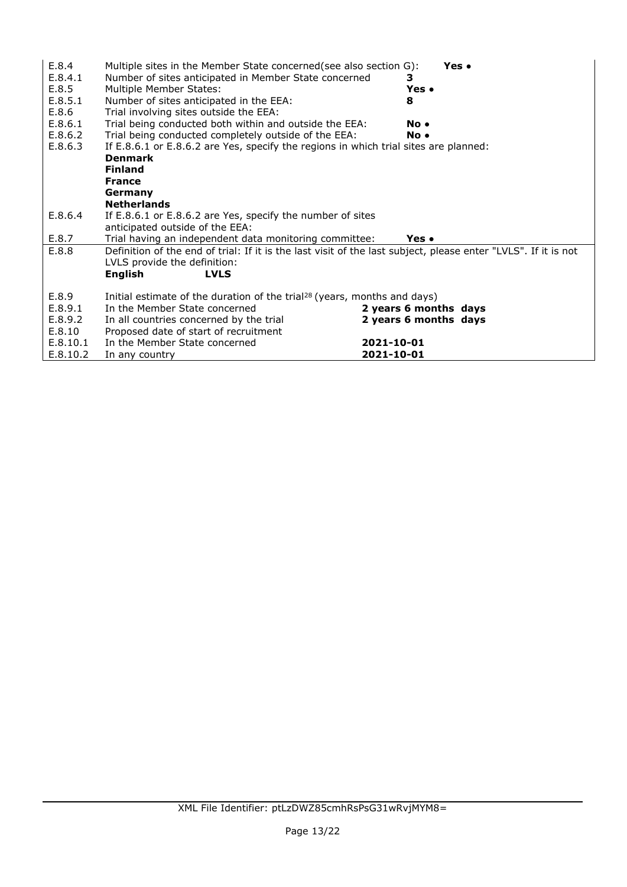| | | |
|---|---|---|
| E.8.4 | Multiple sites in the Member State concerned(see also section G): | **Yes •** |
| E.8.4.1 | Number of sites anticipated in Member State concerned | **3** |
| E.8.5 | Multiple Member States: | **Yes •** |
| E.8.5.1 | Number of sites anticipated in the EEA: | **8** |
| E.8.6 | Trial involving sites outside the EEA: | |
| E.8.6.1 | Trial being conducted both within and outside the EEA: | **No •** |
| E.8.6.2 | Trial being conducted completely outside of the EEA: | **No •** |
| E.8.6.3 | If E.8.6.1 or E.8.6.2 are Yes, specify the regions in which trial sites are planned:<br>**Denmark**<br>**Finland**<br>**France**<br>**Germany**<br>**Netherlands** | |
| E.8.6.4 | If E.8.6.1 or E.8.6.2 are Yes, specify the number of sites anticipated outside of the EEA: | |
| E.8.7 | Trial having an independent data monitoring committee: | **Yes •** |
| E.8.8 | Definition of the end of trial: If it is the last visit of the last subject, please enter "LVLS". If it is not LVLS provide the definition:<br>**English** **LVLS** | |
| E.8.9 | Initial estimate of the duration of the trial[28] (years, months and days) | |
| E.8.9.1 | In the Member State concerned | **2 years 6 months days** |
| E.8.9.2 | In all countries concerned by the trial | **2 years 6 months days** |
| E.8.10 | Proposed date of start of recruitment | |
| E.8.10.1 | In the Member State concerned | **2021-10-01** |
| E.8.10.2 | In any country | **2021-10-01** |

XML File Identifier: ptLzDWZ85cmhRsPsG31wRvjMYM8=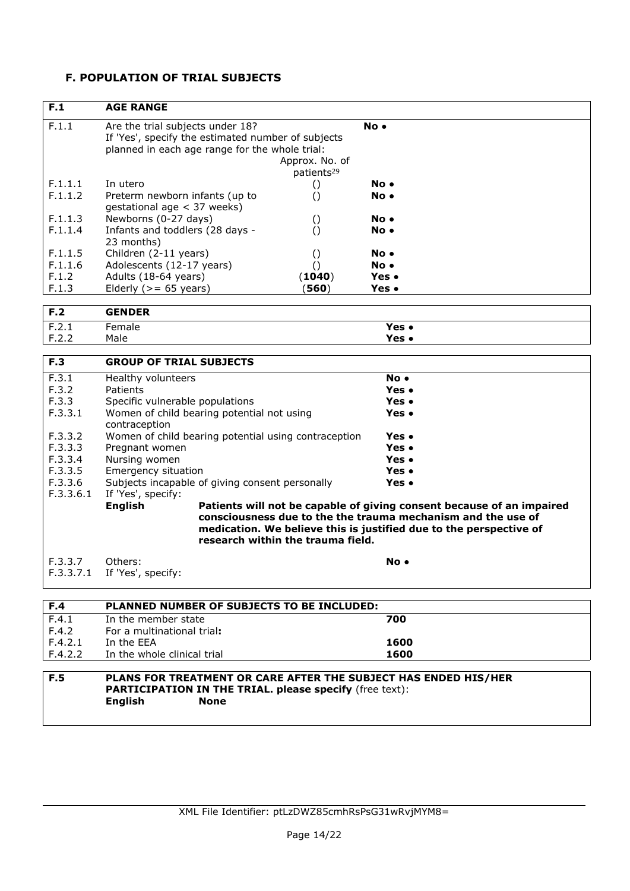## F. POPULATION OF TRIAL SUBJECTS

| F.1 | AGE RANGE | | |
|---|---|---|---|
| F.1.1 | Are the trial subjects under 18? If 'Yes', specify the estimated number of subjects planned in each age range for the whole trial: | | **No •** |
| | | Approx. No. of patients[29] | |
| F.1.1.1 | In utero | () | **No •** |
| F.1.1.2 | Preterm newborn infants (up to gestational age < 37 weeks) | () | **No •** |
| F.1.1.3 | Newborns (0-27 days) | () | **No •** |
| F.1.1.4 | Infants and toddlers (28 days - 23 months) | () | **No •** |
| F.1.1.5 | Children (2-11 years) | () | **No •** |
| F.1.1.6 | Adolescents (12-17 years) | () | **No •** |
| F.1.2 | Adults (18-64 years) | (**1040**) | **Yes •** |
| F.1.3 | Elderly (>= 65 years) | (**560**) | **Yes •** |

| F.2 | GENDER | |
|---|---|---|
| F.2.1 | Female | **Yes •** |
| F.2.2 | Male | **Yes •** |

| F.3 | GROUP OF TRIAL SUBJECTS | |
|---|---|---|
| F.3.1 | Healthy volunteers | **No •** |
| F.3.2 | Patients | **Yes •** |
| F.3.3 | Specific vulnerable populations | **Yes •** |
| F.3.3.1 | Women of child bearing potential not using contraception | **Yes •** |
| F.3.3.2 | Women of child bearing potential using contraception | **Yes •** |
| F.3.3.3 | Pregnant women | **Yes •** |
| F.3.3.4 | Nursing women | **Yes •** |
| F.3.3.5 | Emergency situation | **Yes •** |
| F.3.3.6 | Subjects incapable of giving consent personally | **Yes •** |
| F.3.3.6.1 | If 'Yes', specify: | |
| | **English** **Patients will not be capable of giving consent because of an impaired consciousness due to the the trauma mechanism and the use of medication. We believe this is justified due to the perspective of research within the trauma field.** | |
| F.3.3.7 | Others: | **No •** |
| F.3.3.7.1 | If 'Yes', specify: | |

| F.4 | PLANNED NUMBER OF SUBJECTS TO BE INCLUDED: | |
|---|---|---|
| F.4.1 | In the member state | **700** |
| F.4.2 | For a multinational trial**:** | |
| F.4.2.1 | In the EEA | **1600** |
| F.4.2.2 | In the whole clinical trial | **1600** |

| F.5 | PLANS FOR TREATMENT OR CARE AFTER THE SUBJECT HAS ENDED HIS/HER PARTICIPATION IN THE TRIAL. please specify (free text): |
|---|---|
| | **English** **None** |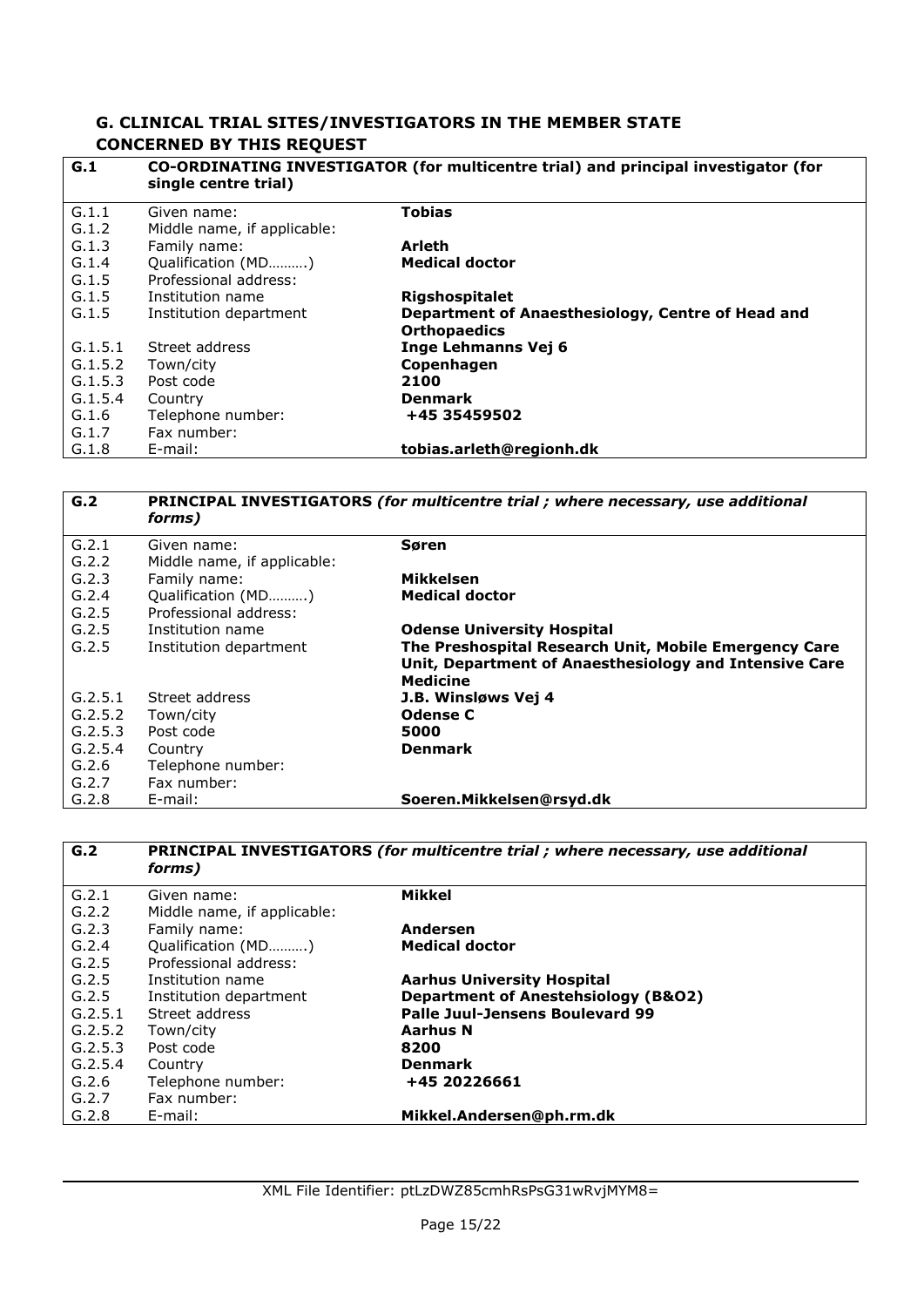## G. CLINICAL TRIAL SITES/INVESTIGATORS IN THE MEMBER STATE CONCERNED BY THIS REQUEST

| G.1 | CO-ORDINATING INVESTIGATOR (for multicentre trial) and principal investigator (for single centre trial) | |
|---|---|---|
| G.1.1 | Given name: | **Tobias** |
| G.1.2 | Middle name, if applicable: | |
| G.1.3 | Family name: | **Arleth** |
| G.1.4 | Qualification (MD……….) | **Medical doctor** |
| G.1.5 | Professional address: | |
| G.1.5 | Institution name | **Rigshospitalet** |
| G.1.5 | Institution department | **Department of Anaesthesiology, Centre of Head and Orthopaedics** |
| G.1.5.1 | Street address | **Inge Lehmanns Vej 6** |
| G.1.5.2 | Town/city | **Copenhagen** |
| G.1.5.3 | Post code | **2100** |
| G.1.5.4 | Country | **Denmark** |
| G.1.6 | Telephone number: | **+45 35459502** |
| G.1.7 | Fax number: | |
| G.1.8 | E-mail: | **tobias.arleth@regionh.dk** |

| G.2 | PRINCIPAL INVESTIGATORS *(for multicentre trial ; where necessary, use additional forms)* | |
|---|---|---|
| G.2.1 | Given name: | **Søren** |
| G.2.2 | Middle name, if applicable: | |
| G.2.3 | Family name: | **Mikkelsen** |
| G.2.4 | Qualification (MD……….) | **Medical doctor** |
| G.2.5 | Professional address: | |
| G.2.5 | Institution name | **Odense University Hospital** |
| G.2.5 | Institution department | **The Preshospital Research Unit, Mobile Emergency Care Unit, Department of Anaesthesiology and Intensive Care Medicine** |
| G.2.5.1 | Street address | **J.B. Winsløws Vej 4** |
| G.2.5.2 | Town/city | **Odense C** |
| G.2.5.3 | Post code | **5000** |
| G.2.5.4 | Country | **Denmark** |
| G.2.6 | Telephone number: | |
| G.2.7 | Fax number: | |
| G.2.8 | E-mail: | **Soeren.Mikkelsen@rsyd.dk** |

| G.2 | PRINCIPAL INVESTIGATORS *(for multicentre trial ; where necessary, use additional forms)* | |
|---|---|---|
| G.2.1 | Given name: | **Mikkel** |
| G.2.2 | Middle name, if applicable: | |
| G.2.3 | Family name: | **Andersen** |
| G.2.4 | Qualification (MD……….) | **Medical doctor** |
| G.2.5 | Professional address: | |
| G.2.5 | Institution name | **Aarhus University Hospital** |
| G.2.5 | Institution department | **Department of Anestehsiology (B&O2)** |
| G.2.5.1 | Street address | **Palle Juul-Jensens Boulevard 99** |
| G.2.5.2 | Town/city | **Aarhus N** |
| G.2.5.3 | Post code | **8200** |
| G.2.5.4 | Country | **Denmark** |
| G.2.6 | Telephone number: | **+45 20226661** |
| G.2.7 | Fax number: | |
| G.2.8 | E-mail: | **Mikkel.Andersen@ph.rm.dk** |

XML File Identifier: ptLzDWZ85cmhRsPsG31wRvjMYM8=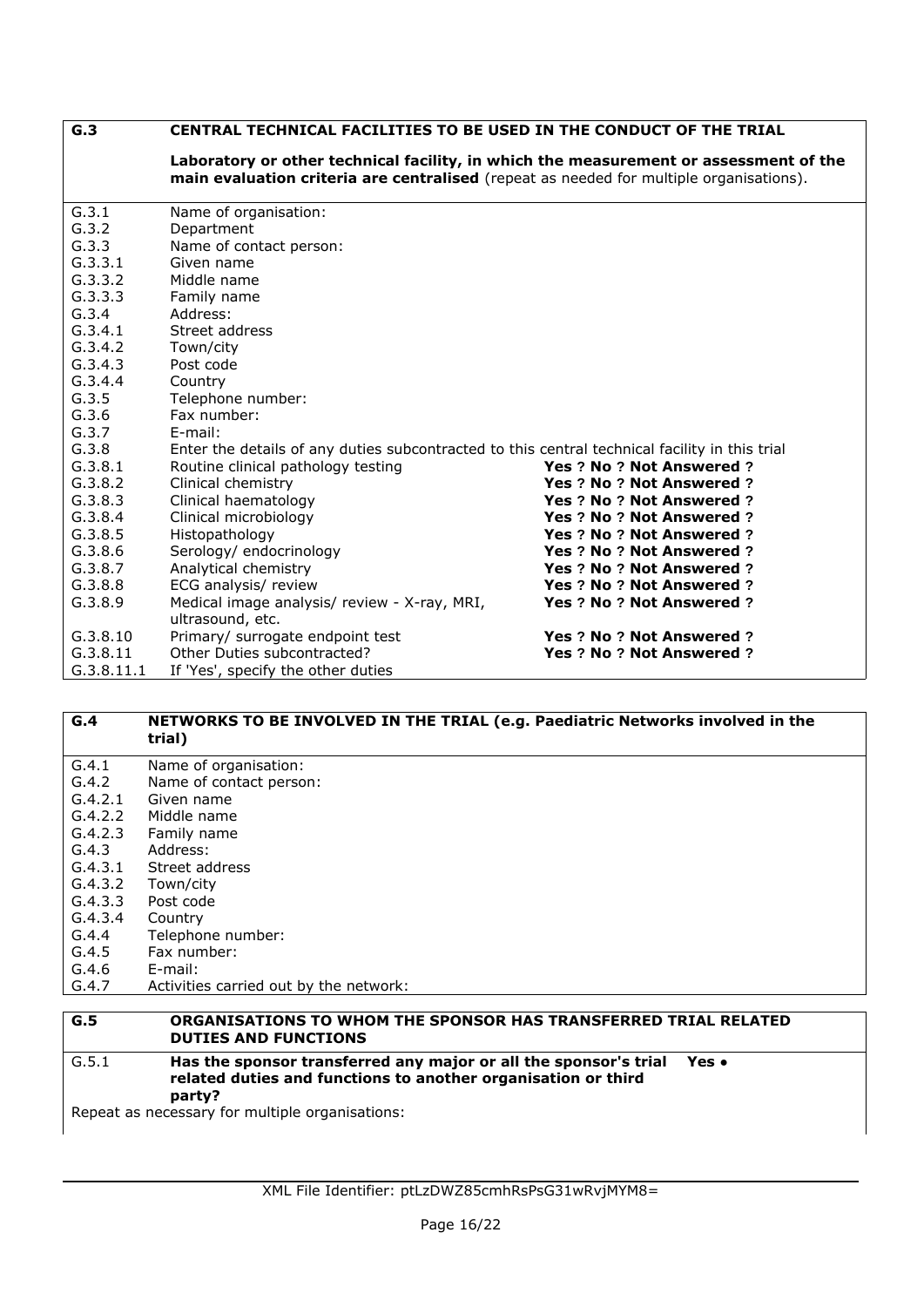| G.3 | CENTRAL TECHNICAL FACILITIES TO BE USED IN THE CONDUCT OF THE TRIAL | |
|---|---|---|
| | **Laboratory or other technical facility, in which the measurement or assessment of the main evaluation criteria are centralised** (repeat as needed for multiple organisations). | |
| G.3.1 | Name of organisation: | |
| G.3.2 | Department | |
| G.3.3 | Name of contact person: | |
| G.3.3.1 | Given name | |
| G.3.3.2 | Middle name | |
| G.3.3.3 | Family name | |
| G.3.4 | Address: | |
| G.3.4.1 | Street address | |
| G.3.4.2 | Town/city | |
| G.3.4.3 | Post code | |
| G.3.4.4 | Country | |
| G.3.5 | Telephone number: | |
| G.3.6 | Fax number: | |
| G.3.7 | E-mail: | |
| G.3.8 | Enter the details of any duties subcontracted to this central technical facility in this trial | |
| G.3.8.1 | Routine clinical pathology testing | **Yes ? No ? Not Answered ?** |
| G.3.8.2 | Clinical chemistry | **Yes ? No ? Not Answered ?** |
| G.3.8.3 | Clinical haematology | **Yes ? No ? Not Answered ?** |
| G.3.8.4 | Clinical microbiology | **Yes ? No ? Not Answered ?** |
| G.3.8.5 | Histopathology | **Yes ? No ? Not Answered ?** |
| G.3.8.6 | Serology/ endocrinology | **Yes ? No ? Not Answered ?** |
| G.3.8.7 | Analytical chemistry | **Yes ? No ? Not Answered ?** |
| G.3.8.8 | ECG analysis/ review | **Yes ? No ? Not Answered ?** |
| G.3.8.9 | Medical image analysis/ review - X-ray, MRI, ultrasound, etc. | **Yes ? No ? Not Answered ?** |
| G.3.8.10 | Primary/ surrogate endpoint test | **Yes ? No ? Not Answered ?** |
| G.3.8.11 | Other Duties subcontracted? | **Yes ? No ? Not Answered ?** |
| G.3.8.11.1 | If 'Yes', specify the other duties | |

| G.4 | NETWORKS TO BE INVOLVED IN THE TRIAL (e.g. Paediatric Networks involved in the trial) |
|---|---|
| G.4.1 | Name of organisation: |
| G.4.2 | Name of contact person: |
| G.4.2.1 | Given name |
| G.4.2.2 | Middle name |
| G.4.2.3 | Family name |
| G.4.3 | Address: |
| G.4.3.1 | Street address |
| G.4.3.2 | Town/city |
| G.4.3.3 | Post code |
| G.4.3.4 | Country |
| G.4.4 | Telephone number: |
| G.4.5 | Fax number: |
| G.4.6 | E-mail: |
| G.4.7 | Activities carried out by the network: |

| G.5 | ORGANISATIONS TO WHOM THE SPONSOR HAS TRANSFERRED TRIAL RELATED DUTIES AND FUNCTIONS | |
|---|---|---|
| G.5.1 | **Has the sponsor transferred any major or all the sponsor's trial related duties and functions to another organisation or third party?** | **Yes •** |
| Repeat as necessary for multiple organisations: | | |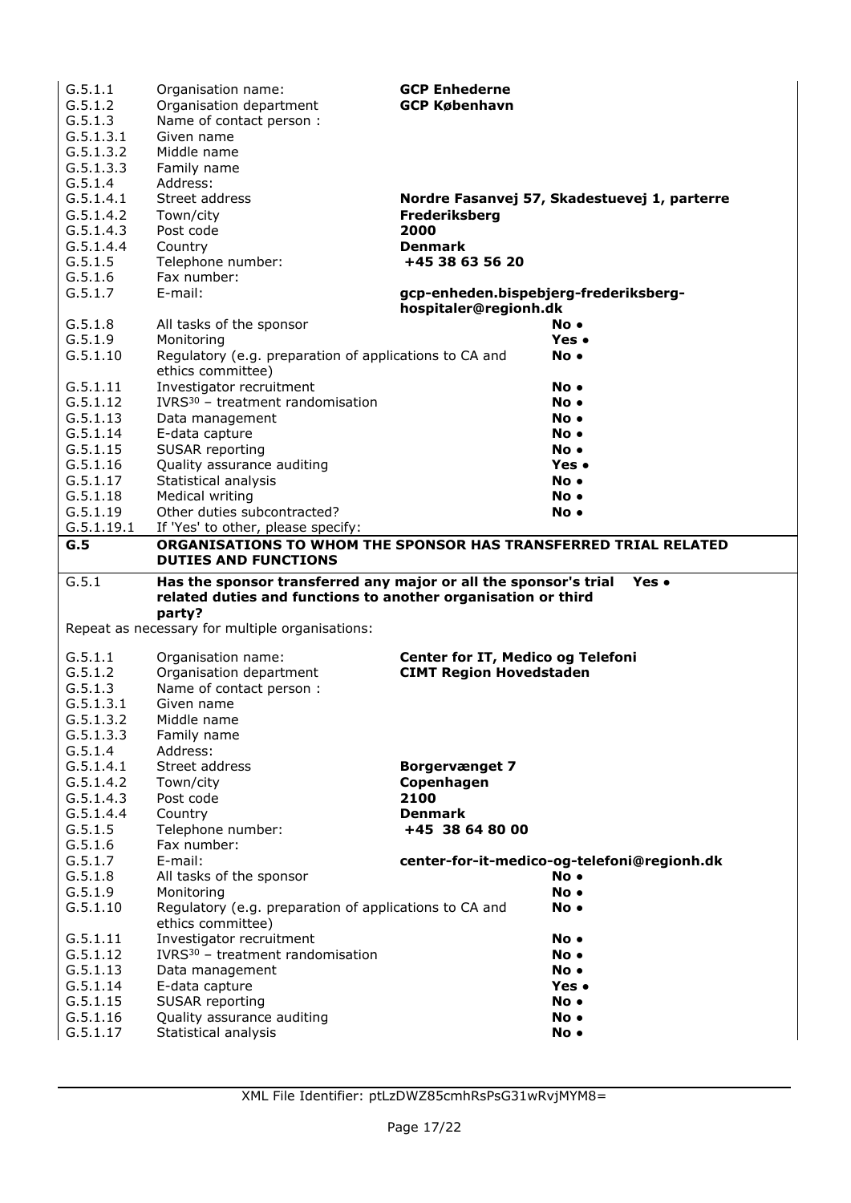| | | |
|---|---|---|
| G.5.1.1 | Organisation name: | **GCP Enhederne** |
| G.5.1.2 | Organisation department | **GCP København** |
| G.5.1.3 | Name of contact person : | |
| G.5.1.3.1 | Given name | |
| G.5.1.3.2 | Middle name | |
| G.5.1.3.3 | Family name | |
| G.5.1.4 | Address: | |
| G.5.1.4.1 | Street address | **Nordre Fasanvej 57, Skadestuevej 1, parterre** |
| G.5.1.4.2 | Town/city | **Frederiksberg** |
| G.5.1.4.3 | Post code | **2000** |
| G.5.1.4.4 | Country | **Denmark** |
| G.5.1.5 | Telephone number: | **+45 38 63 56 20** |
| G.5.1.6 | Fax number: | |
| G.5.1.7 | E-mail: | **gcp-enheden.bispebjerg-frederiksberg-hospitaler@regionh.dk** |
| G.5.1.8 | All tasks of the sponsor | **No •** |
| G.5.1.9 | Monitoring | **Yes •** |
| G.5.1.10 | Regulatory (e.g. preparation of applications to CA and ethics committee) | **No •** |
| G.5.1.11 | Investigator recruitment | **No •** |
| G.5.1.12 | IVRS[30] – treatment randomisation | **No •** |
| G.5.1.13 | Data management | **No •** |
| G.5.1.14 | E-data capture | **No •** |
| G.5.1.15 | SUSAR reporting | **No •** |
| G.5.1.16 | Quality assurance auditing | **Yes •** |
| G.5.1.17 | Statistical analysis | **No •** |
| G.5.1.18 | Medical writing | **No •** |
| G.5.1.19 | Other duties subcontracted? | **No •** |
| G.5.1.19.1 | If 'Yes' to other, please specify: | |

## G.5 ORGANISATIONS TO WHOM THE SPONSOR HAS TRANSFERRED TRIAL RELATED DUTIES AND FUNCTIONS

| | | |
|---|---|---|
| G.5.1 | **Has the sponsor transferred any major or all the sponsor's trial related duties and functions to another organisation or third party?** | **Yes •** |

Repeat as necessary for multiple organisations:

| | | |
|---|---|---|
| G.5.1.1 | Organisation name: | **Center for IT, Medico og Telefoni** |
| G.5.1.2 | Organisation department | **CIMT Region Hovedstaden** |
| G.5.1.3 | Name of contact person : | |
| G.5.1.3.1 | Given name | |
| G.5.1.3.2 | Middle name | |
| G.5.1.3.3 | Family name | |
| G.5.1.4 | Address: | |
| G.5.1.4.1 | Street address | **Borgervænget 7** |
| G.5.1.4.2 | Town/city | **Copenhagen** |
| G.5.1.4.3 | Post code | **2100** |
| G.5.1.4.4 | Country | **Denmark** |
| G.5.1.5 | Telephone number: | **+45 38 64 80 00** |
| G.5.1.6 | Fax number: | |
| G.5.1.7 | E-mail: | **center-for-it-medico-og-telefoni@regionh.dk** |
| G.5.1.8 | All tasks of the sponsor | **No •** |
| G.5.1.9 | Monitoring | **No •** |
| G.5.1.10 | Regulatory (e.g. preparation of applications to CA and ethics committee) | **No •** |
| G.5.1.11 | Investigator recruitment | **No •** |
| G.5.1.12 | IVRS[30] – treatment randomisation | **No •** |
| G.5.1.13 | Data management | **No •** |
| G.5.1.14 | E-data capture | **Yes •** |
| G.5.1.15 | SUSAR reporting | **No •** |
| G.5.1.16 | Quality assurance auditing | **No •** |
| G.5.1.17 | Statistical analysis | **No •** |

XML File Identifier: ptLzDWZ85cmhRsPsG31wRvjMYM8=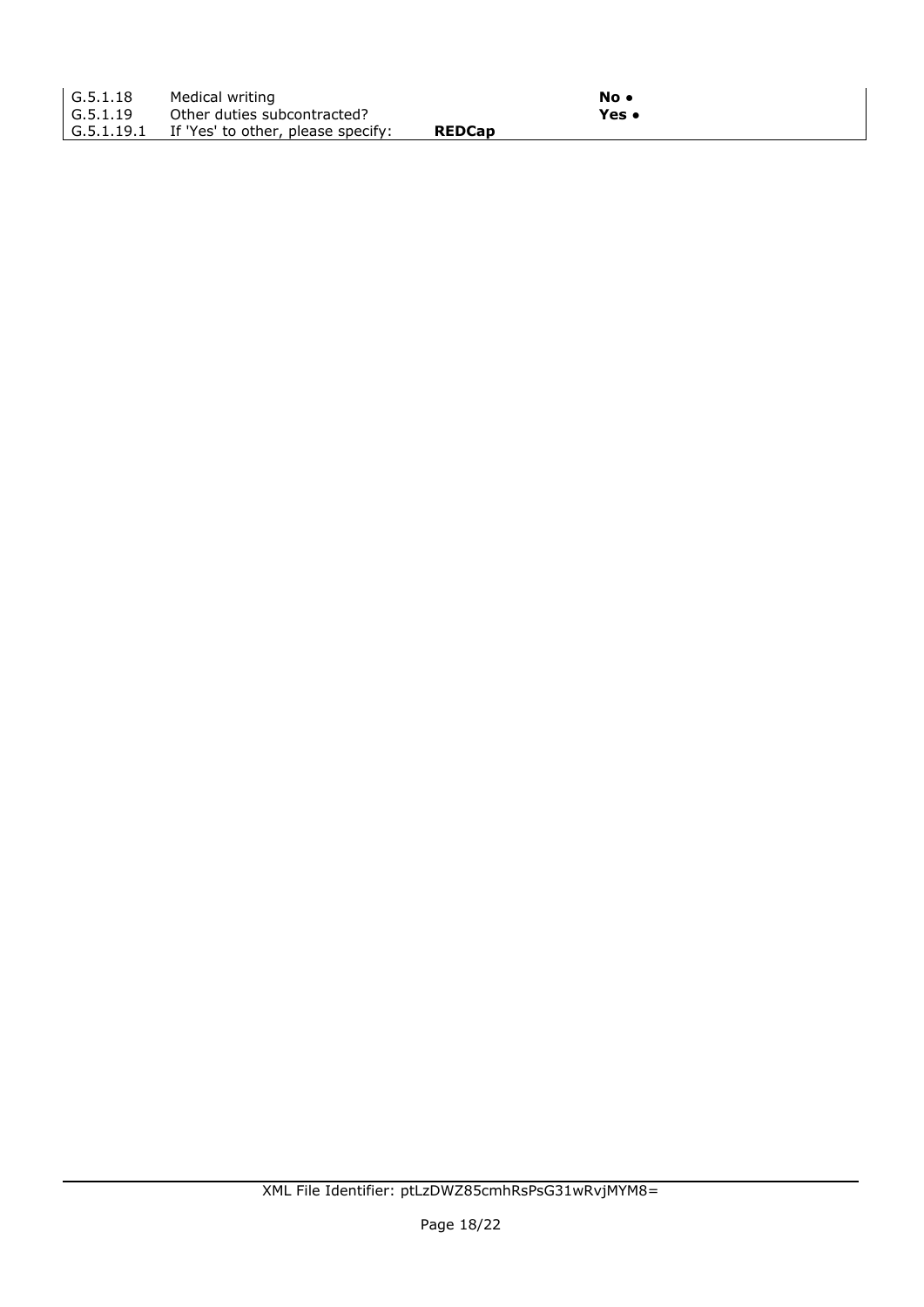| | | | |
|---|---|---|---|
| G.5.1.18 | Medical writing | | **No •** |
| G.5.1.19 | Other duties subcontracted? | | **Yes •** |
| G.5.1.19.1 | If 'Yes' to other, please specify: | **REDCap** | |

XML File Identifier: ptLzDWZ85cmhRsPsG31wRvjMYM8=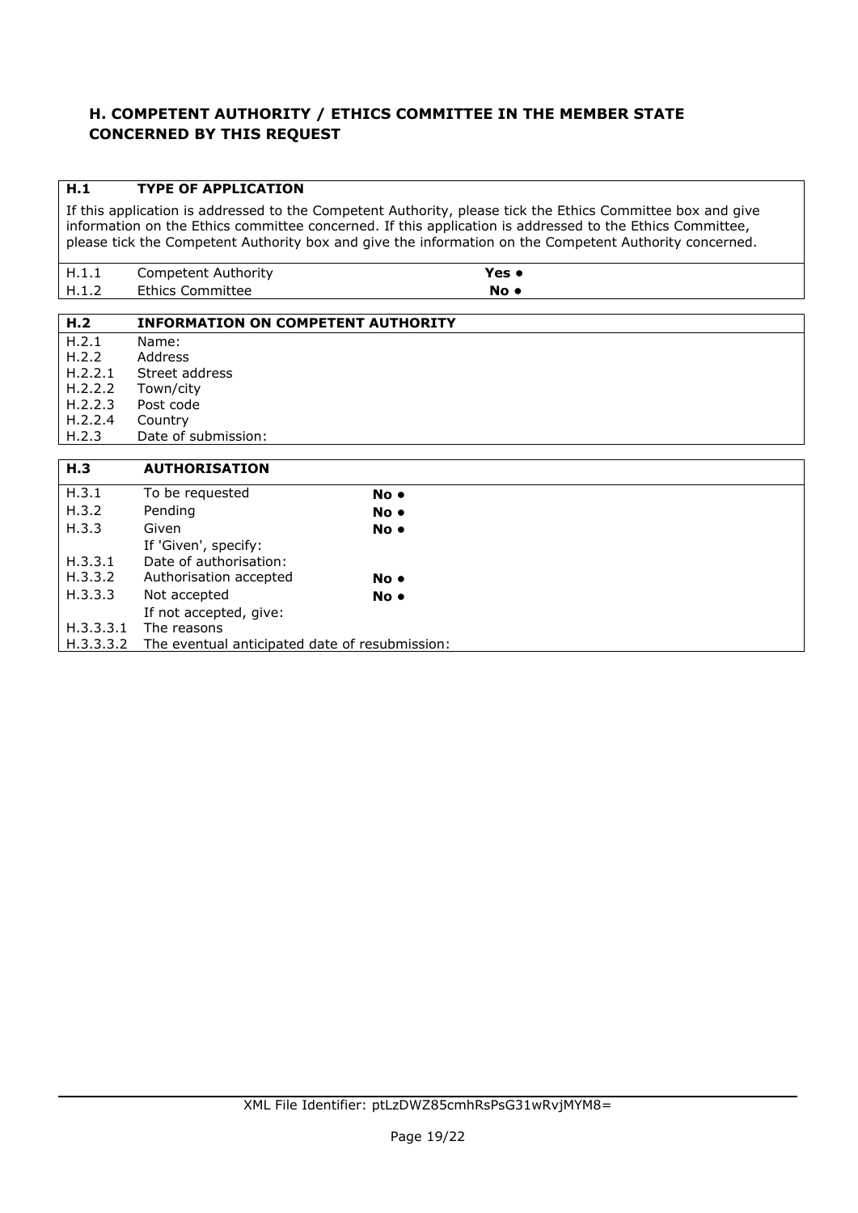## H. COMPETENT AUTHORITY / ETHICS COMMITTEE IN THE MEMBER STATE CONCERNED BY THIS REQUEST

| **H.1** | **TYPE OF APPLICATION** | |
|---|---|---|
| If this application is addressed to the Competent Authority, please tick the Ethics Committee box and give information on the Ethics committee concerned. If this application is addressed to the Ethics Committee, please tick the Competent Authority box and give the information on the Competent Authority concerned. | | |
| H.1.1 | Competent Authority | **Yes •** |
| H.1.2 | Ethics Committee | **No •** |

| **H.2** | **INFORMATION ON COMPETENT AUTHORITY** |
|---|---|
| H.2.1 | Name: |
| H.2.2 | Address |
| H.2.2.1 | Street address |
| H.2.2.2 | Town/city |
| H.2.2.3 | Post code |
| H.2.2.4 | Country |
| H.2.3 | Date of submission: |

| **H.3** | **AUTHORISATION** | |
|---|---|---|
| H.3.1 | To be requested | **No •** |
| H.3.2 | Pending | **No •** |
| H.3.3 | Given | **No •** |
| | If 'Given', specify: | |
| H.3.3.1 | Date of authorisation: | |
| H.3.3.2 | Authorisation accepted | **No •** |
| H.3.3.3 | Not accepted | **No •** |
| | If not accepted, give: | |
| H.3.3.3.1 | The reasons | |
| H.3.3.3.2 | The eventual anticipated date of resubmission: | |

XML File Identifier: ptLzDWZ85cmhRsPsG31wRvjMYM8=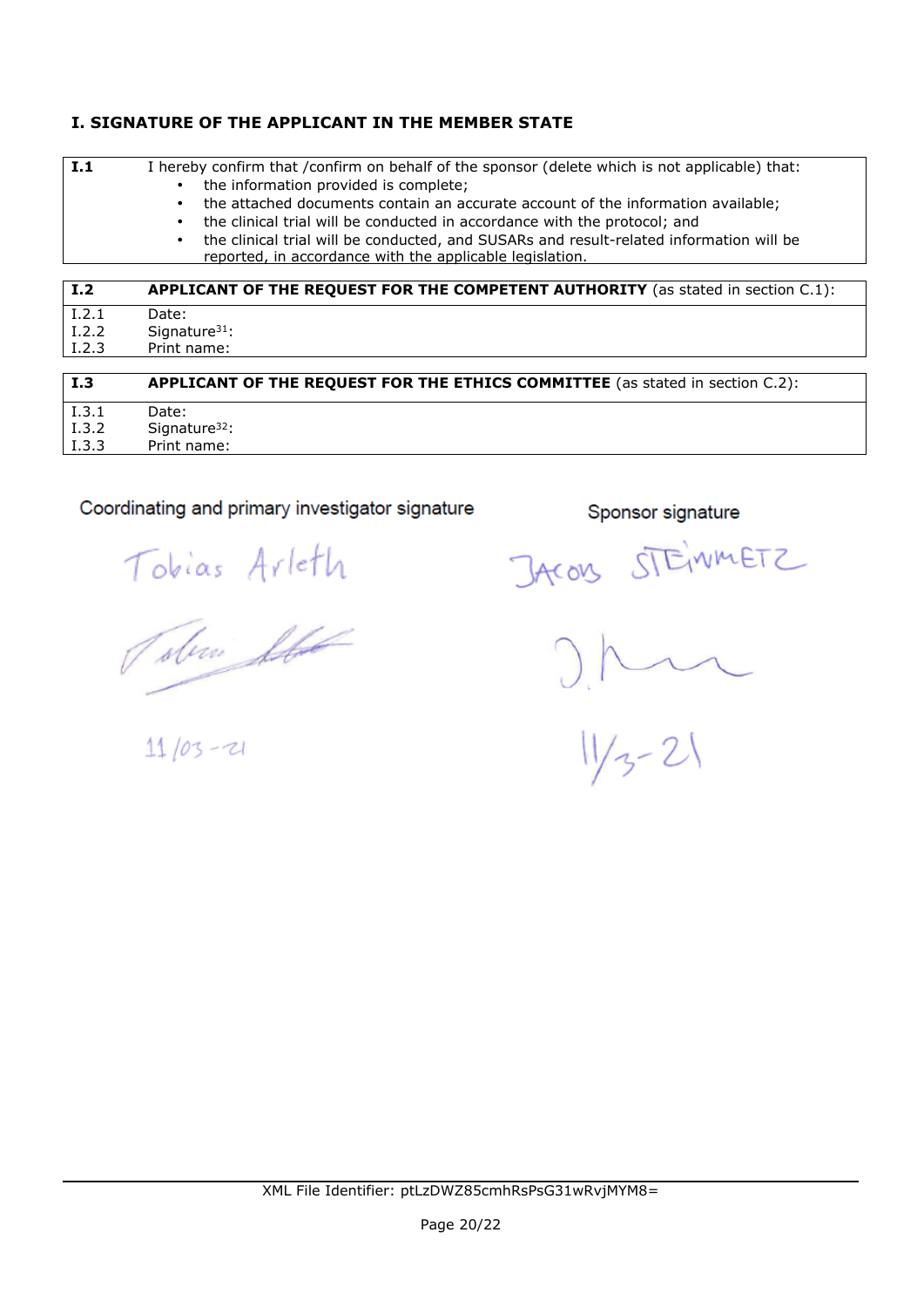## I. SIGNATURE OF THE APPLICANT IN THE MEMBER STATE

| **I.1** | I hereby confirm that /confirm on behalf of the sponsor (delete which is not applicable) that: |
|---|---|
| | • the information provided is complete; |
| | • the attached documents contain an accurate account of the information available; |
| | • the clinical trial will be conducted in accordance with the protocol; and |
| | • the clinical trial will be conducted, and SUSARs and result-related information will be reported, in accordance with the applicable legislation. |

| **I.2** | **APPLICANT OF THE REQUEST FOR THE COMPETENT AUTHORITY** (as stated in section C.1): |
|---|---|
| I.2.1 | Date: |
| I.2.2 | Signature[31]: |
| I.2.3 | Print name: |

| **I.3** | **APPLICANT OF THE REQUEST FOR THE ETHICS COMMITTEE** (as stated in section C.2): |
|---|---|
| I.3.1 | Date: |
| I.3.2 | Signature[32]: |
| I.3.3 | Print name: |

Coordinating and primary investigator signature

Tobias Arleth

[signature]

11/03-21

Sponsor signature

JACOB STEINMETZ

[signature]

11/3-21

XML File Identifier: ptLzDWZ85cmhRsPsG31wRvjMYM8=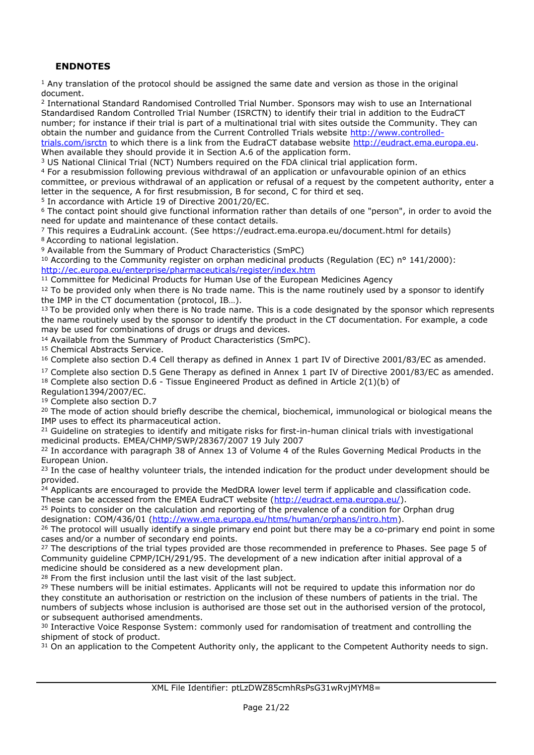## ENDNOTES

[1] Any translation of the protocol should be assigned the same date and version as those in the original document.

[2] International Standard Randomised Controlled Trial Number. Sponsors may wish to use an International Standardised Random Controlled Trial Number (ISRCTN) to identify their trial in addition to the EudraCT number; for instance if their trial is part of a multinational trial with sites outside the Community. They can obtain the number and guidance from the Current Controlled Trials website http://www.controlled-trials.com/isrctn to which there is a link from the EudraCT database website http://eudract.ema.europa.eu. When available they should provide it in Section A.6 of the application form.

[3] US National Clinical Trial (NCT) Numbers required on the FDA clinical trial application form.

[4] For a resubmission following previous withdrawal of an application or unfavourable opinion of an ethics committee, or previous withdrawal of an application or refusal of a request by the competent authority, enter a letter in the sequence, A for first resubmission, B for second, C for third et seq.

[5] In accordance with Article 19 of Directive 2001/20/EC.

[6] The contact point should give functional information rather than details of one "person", in order to avoid the need for update and maintenance of these contact details.

[7] This requires a EudraLink account. (See https://eudract.ema.europa.eu/document.html for details)

[8] According to national legislation.

[9] Available from the Summary of Product Characteristics (SmPC)

[10] According to the Community register on orphan medicinal products (Regulation (EC) n° 141/2000): http://ec.europa.eu/enterprise/pharmaceuticals/register/index.htm

[11] Committee for Medicinal Products for Human Use of the European Medicines Agency

[12] To be provided only when there is No trade name. This is the name routinely used by a sponsor to identify the IMP in the CT documentation (protocol, IB…).

[13] To be provided only when there is No trade name. This is a code designated by the sponsor which represents the name routinely used by the sponsor to identify the product in the CT documentation. For example, a code may be used for combinations of drugs or drugs and devices.

[14] Available from the Summary of Product Characteristics (SmPC).

[15] Chemical Abstracts Service.

[16] Complete also section D.4 Cell therapy as defined in Annex 1 part IV of Directive 2001/83/EC as amended.

[17] Complete also section D.5 Gene Therapy as defined in Annex 1 part IV of Directive 2001/83/EC as amended.

[18] Complete also section D.6 - Tissue Engineered Product as defined in Article 2(1)(b) of Regulation1394/2007/EC.

[19] Complete also section D.7

[20] The mode of action should briefly describe the chemical, biochemical, immunological or biological means the IMP uses to effect its pharmaceutical action.

[21] Guideline on strategies to identify and mitigate risks for first-in-human clinical trials with investigational medicinal products. EMEA/CHMP/SWP/28367/2007 19 July 2007

[22] In accordance with paragraph 38 of Annex 13 of Volume 4 of the Rules Governing Medical Products in the European Union.

[23] In the case of healthy volunteer trials, the intended indication for the product under development should be provided.

[24] Applicants are encouraged to provide the MedDRA lower level term if applicable and classification code. These can be accessed from the EMEA EudraCT website (http://eudract.ema.europa.eu/).

[25] Points to consider on the calculation and reporting of the prevalence of a condition for Orphan drug designation: COM/436/01 (http://www.ema.europa.eu/htms/human/orphans/intro.htm).

[26] The protocol will usually identify a single primary end point but there may be a co-primary end point in some cases and/or a number of secondary end points.

[27] The descriptions of the trial types provided are those recommended in preference to Phases. See page 5 of Community guideline CPMP/ICH/291/95. The development of a new indication after initial approval of a medicine should be considered as a new development plan.

[28] From the first inclusion until the last visit of the last subject.

[29] These numbers will be initial estimates. Applicants will not be required to update this information nor do they constitute an authorisation or restriction on the inclusion of these numbers of patients in the trial. The numbers of subjects whose inclusion is authorised are those set out in the authorised version of the protocol, or subsequent authorised amendments.

[30] Interactive Voice Response System: commonly used for randomisation of treatment and controlling the shipment of stock of product.

[31] On an application to the Competent Authority only, the applicant to the Competent Authority needs to sign.

XML File Identifier: ptLzDWZ85cmhRsPsG31wRvjMYM8=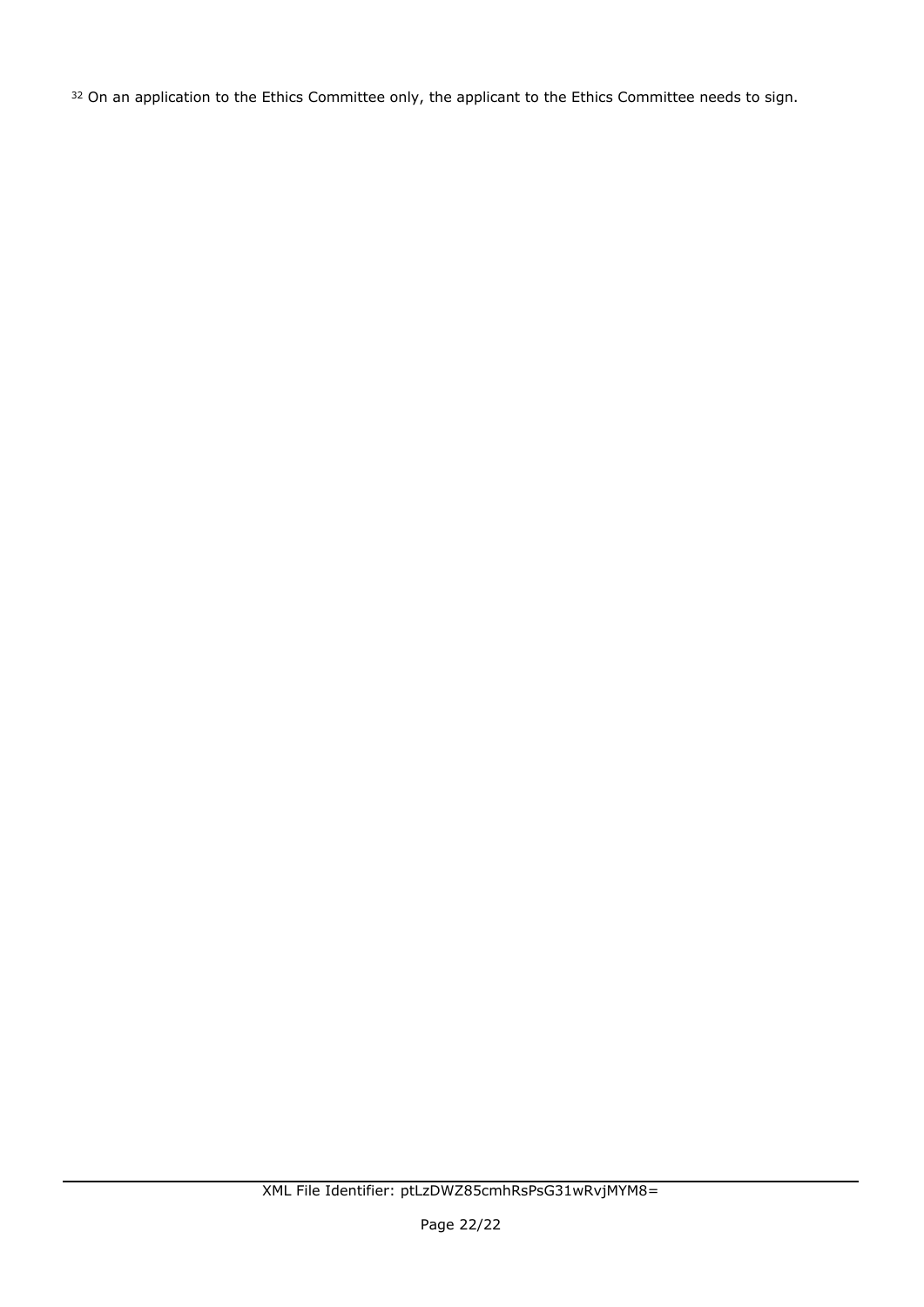[32] On an application to the Ethics Committee only, the applicant to the Ethics Committee needs to sign.